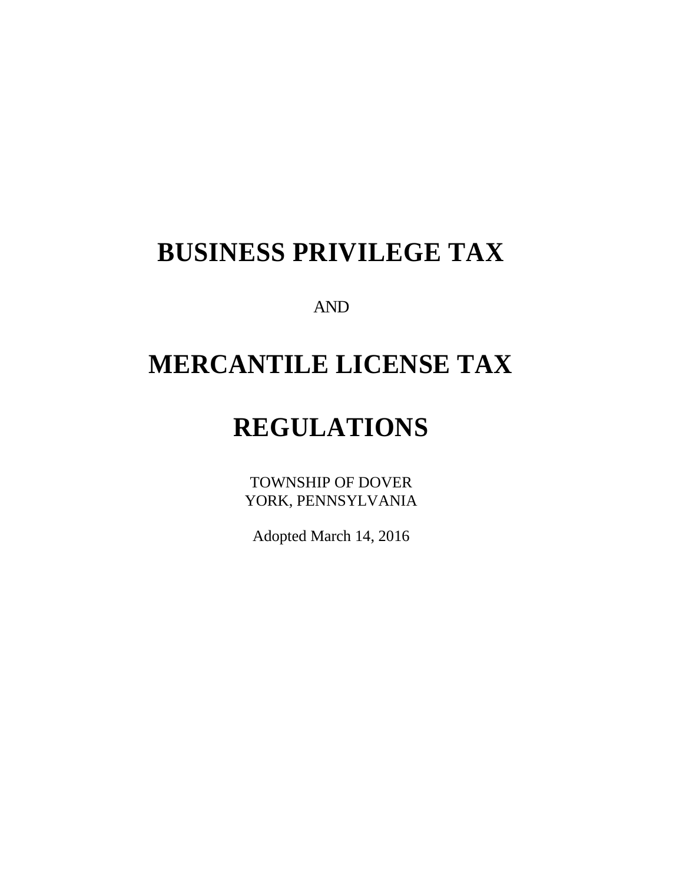# BUSINESS PRIVILEGE TAX

AND

# MERCANTILE LICENSE TAX

# REGULATIONS

TOWNSHIP OF DOVER
YORK, PENNSYLVANIA

Adopted March 14, 2016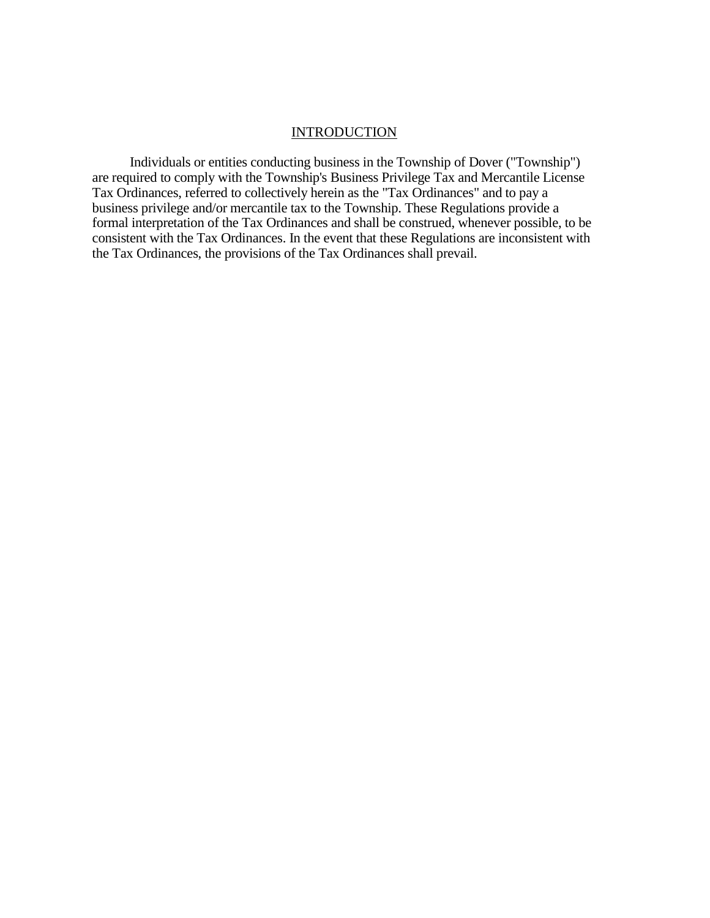# INTRODUCTION

Individuals or entities conducting business in the Township of Dover ("Township") are required to comply with the Township's Business Privilege Tax and Mercantile License Tax Ordinances, referred to collectively herein as the "Tax Ordinances" and to pay a business privilege and/or mercantile tax to the Township. These Regulations provide a formal interpretation of the Tax Ordinances and shall be construed, whenever possible, to be consistent with the Tax Ordinances. In the event that these Regulations are inconsistent with the Tax Ordinances, the provisions of the Tax Ordinances shall prevail.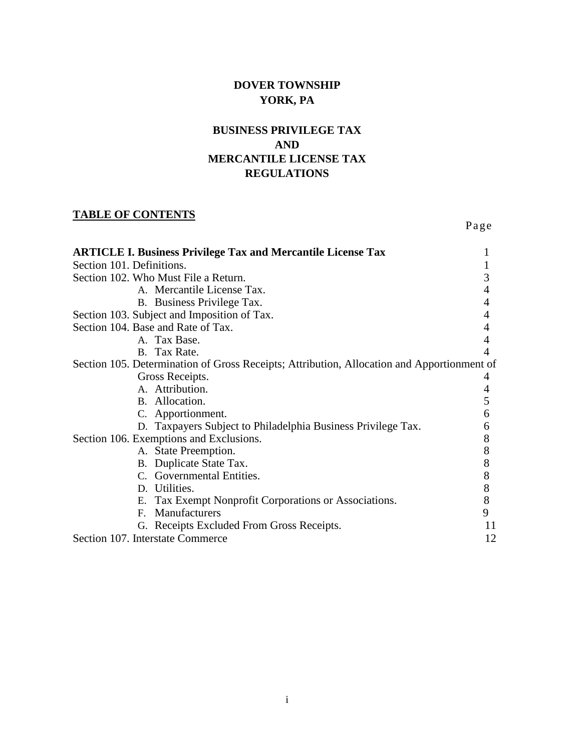**DOVER TOWNSHIP**
**YORK, PA**

**BUSINESS PRIVILEGE TAX**
**AND**
**MERCANTILE LICENSE TAX**
**REGULATIONS**

**TABLE OF CONTENTS**

| | Page |
|---|---|
| **ARTICLE I. Business Privilege Tax and Mercantile License Tax** | 1 |
| Section 101. Definitions. | 1 |
| Section 102. Who Must File a Return. | 3 |
| A. Mercantile License Tax. | 4 |
| B. Business Privilege Tax. | 4 |
| Section 103. Subject and Imposition of Tax. | 4 |
| Section 104. Base and Rate of Tax. | 4 |
| A. Tax Base. | 4 |
| B. Tax Rate. | 4 |
| Section 105. Determination of Gross Receipts; Attribution, Allocation and Apportionment of Gross Receipts. | 4 |
| A. Attribution. | 4 |
| B. Allocation. | 5 |
| C. Apportionment. | 6 |
| D. Taxpayers Subject to Philadelphia Business Privilege Tax. | 6 |
| Section 106. Exemptions and Exclusions. | 8 |
| A. State Preemption. | 8 |
| B. Duplicate State Tax. | 8 |
| C. Governmental Entities. | 8 |
| D. Utilities. | 8 |
| E. Tax Exempt Nonprofit Corporations or Associations. | 8 |
| F. Manufacturers | 9 |
| G. Receipts Excluded From Gross Receipts. | 11 |
| Section 107. Interstate Commerce | 12 |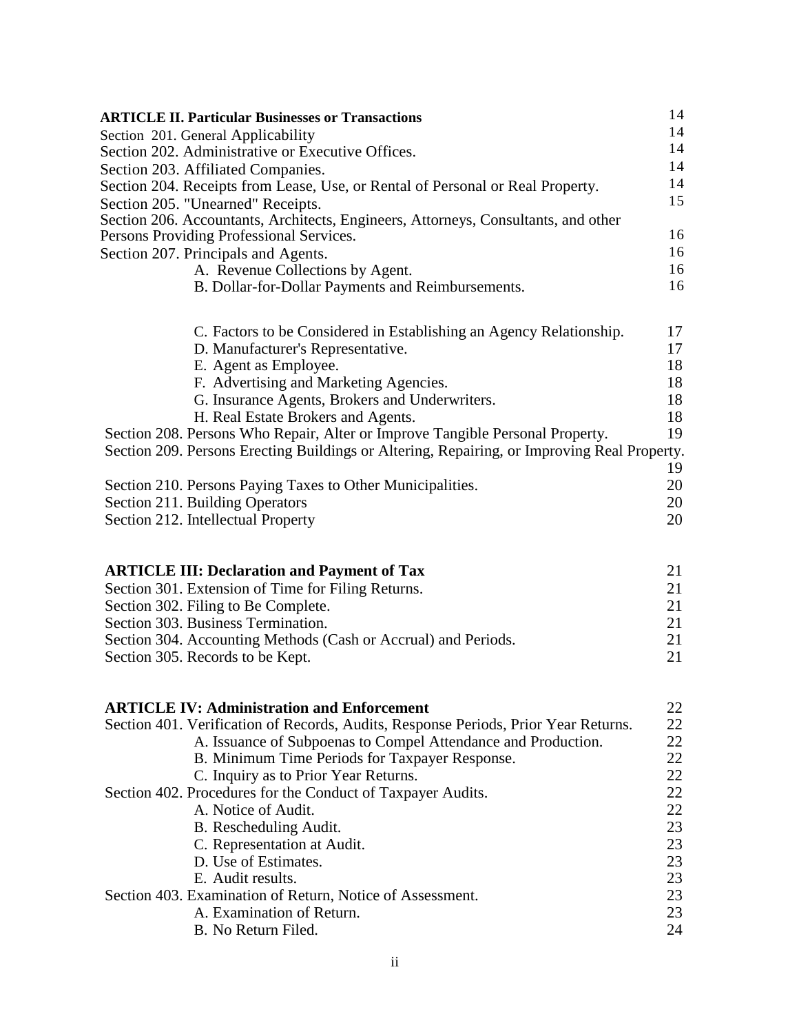| | |
|---|---|
| **ARTICLE II. Particular Businesses or Transactions** | 14 |
| Section 201. General Applicability | 14 |
| Section 202. Administrative or Executive Offices. | 14 |
| Section 203. Affiliated Companies. | 14 |
| Section 204. Receipts from Lease, Use, or Rental of Personal or Real Property. | 14 |
| Section 205. "Unearned" Receipts. | 15 |
| Section 206. Accountants, Architects, Engineers, Attorneys, Consultants, and other Persons Providing Professional Services. | 16 |
| Section 207. Principals and Agents. | 16 |
| A. Revenue Collections by Agent. | 16 |
| B. Dollar-for-Dollar Payments and Reimbursements. | 16 |
| C. Factors to be Considered in Establishing an Agency Relationship. | 17 |
| D. Manufacturer's Representative. | 17 |
| E. Agent as Employee. | 18 |
| F. Advertising and Marketing Agencies. | 18 |
| G. Insurance Agents, Brokers and Underwriters. | 18 |
| H. Real Estate Brokers and Agents. | 18 |
| Section 208. Persons Who Repair, Alter or Improve Tangible Personal Property. | 19 |
| Section 209. Persons Erecting Buildings or Altering, Repairing, or Improving Real Property. | 19 |
| Section 210. Persons Paying Taxes to Other Municipalities. | 20 |
| Section 211. Building Operators | 20 |
| Section 212. Intellectual Property | 20 |
| **ARTICLE III: Declaration and Payment of Tax** | 21 |
| Section 301. Extension of Time for Filing Returns. | 21 |
| Section 302. Filing to Be Complete. | 21 |
| Section 303. Business Termination. | 21 |
| Section 304. Accounting Methods (Cash or Accrual) and Periods. | 21 |
| Section 305. Records to be Kept. | 21 |
| **ARTICLE IV: Administration and Enforcement** | 22 |
| Section 401. Verification of Records, Audits, Response Periods, Prior Year Returns. | 22 |
| A. Issuance of Subpoenas to Compel Attendance and Production. | 22 |
| B. Minimum Time Periods for Taxpayer Response. | 22 |
| C. Inquiry as to Prior Year Returns. | 22 |
| Section 402. Procedures for the Conduct of Taxpayer Audits. | 22 |
| A. Notice of Audit. | 22 |
| B. Rescheduling Audit. | 23 |
| C. Representation at Audit. | 23 |
| D. Use of Estimates. | 23 |
| E. Audit results. | 23 |
| Section 403. Examination of Return, Notice of Assessment. | 23 |
| A. Examination of Return. | 23 |
| B. No Return Filed. | 24 |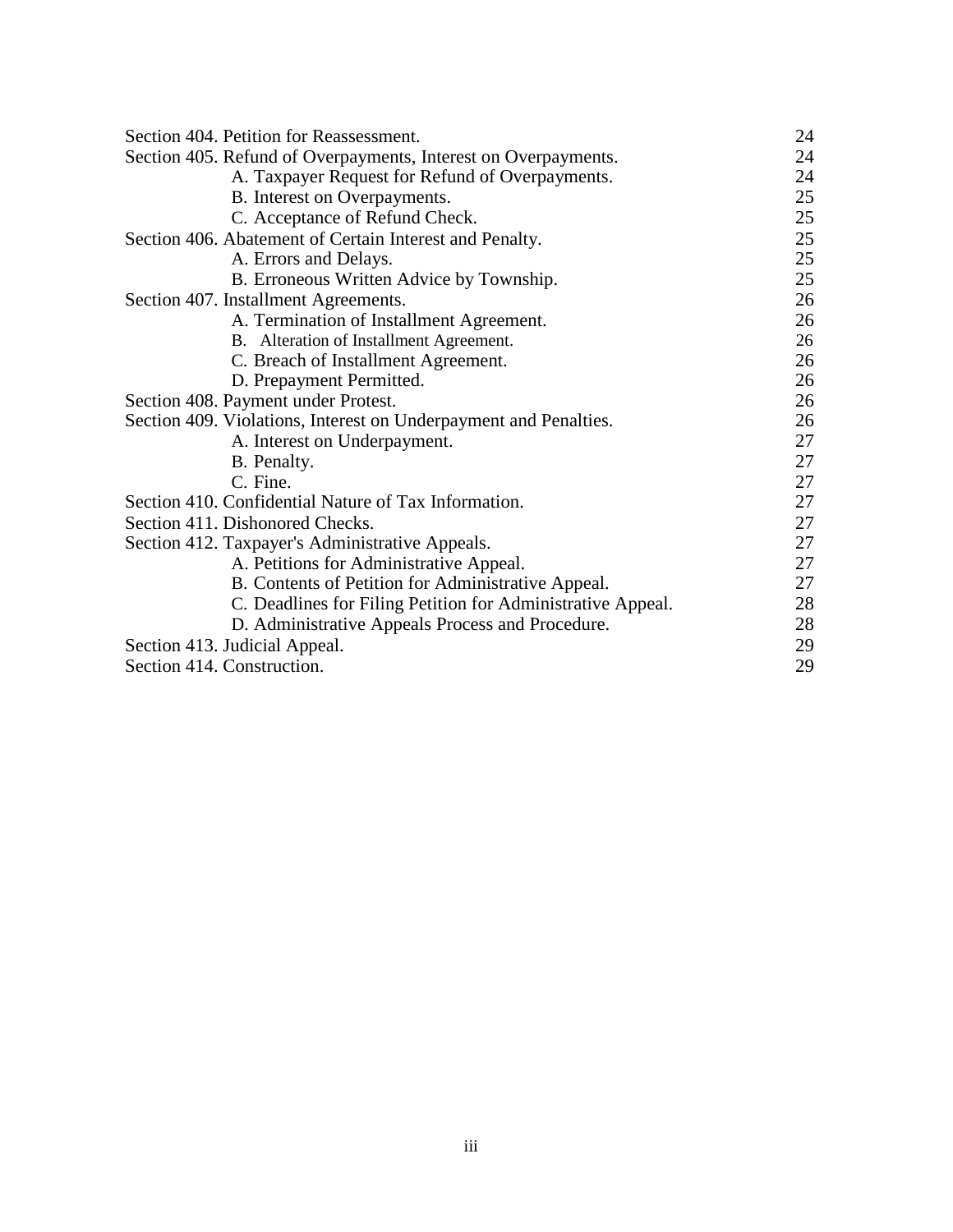| | |
|---|---|
| Section 404. Petition for Reassessment. | 24 |
| Section 405. Refund of Overpayments, Interest on Overpayments. | 24 |
| A. Taxpayer Request for Refund of Overpayments. | 24 |
| B. Interest on Overpayments. | 25 |
| C. Acceptance of Refund Check. | 25 |
| Section 406. Abatement of Certain Interest and Penalty. | 25 |
| A. Errors and Delays. | 25 |
| B. Erroneous Written Advice by Township. | 25 |
| Section 407. Installment Agreements. | 26 |
| A. Termination of Installment Agreement. | 26 |
| B. Alteration of Installment Agreement. | 26 |
| C. Breach of Installment Agreement. | 26 |
| D. Prepayment Permitted. | 26 |
| Section 408. Payment under Protest. | 26 |
| Section 409. Violations, Interest on Underpayment and Penalties. | 26 |
| A. Interest on Underpayment. | 27 |
| B. Penalty. | 27 |
| C. Fine. | 27 |
| Section 410. Confidential Nature of Tax Information. | 27 |
| Section 411. Dishonored Checks. | 27 |
| Section 412. Taxpayer's Administrative Appeals. | 27 |
| A. Petitions for Administrative Appeal. | 27 |
| B. Contents of Petition for Administrative Appeal. | 27 |
| C. Deadlines for Filing Petition for Administrative Appeal. | 28 |
| D. Administrative Appeals Process and Procedure. | 28 |
| Section 413. Judicial Appeal. | 29 |
| Section 414. Construction. | 29 |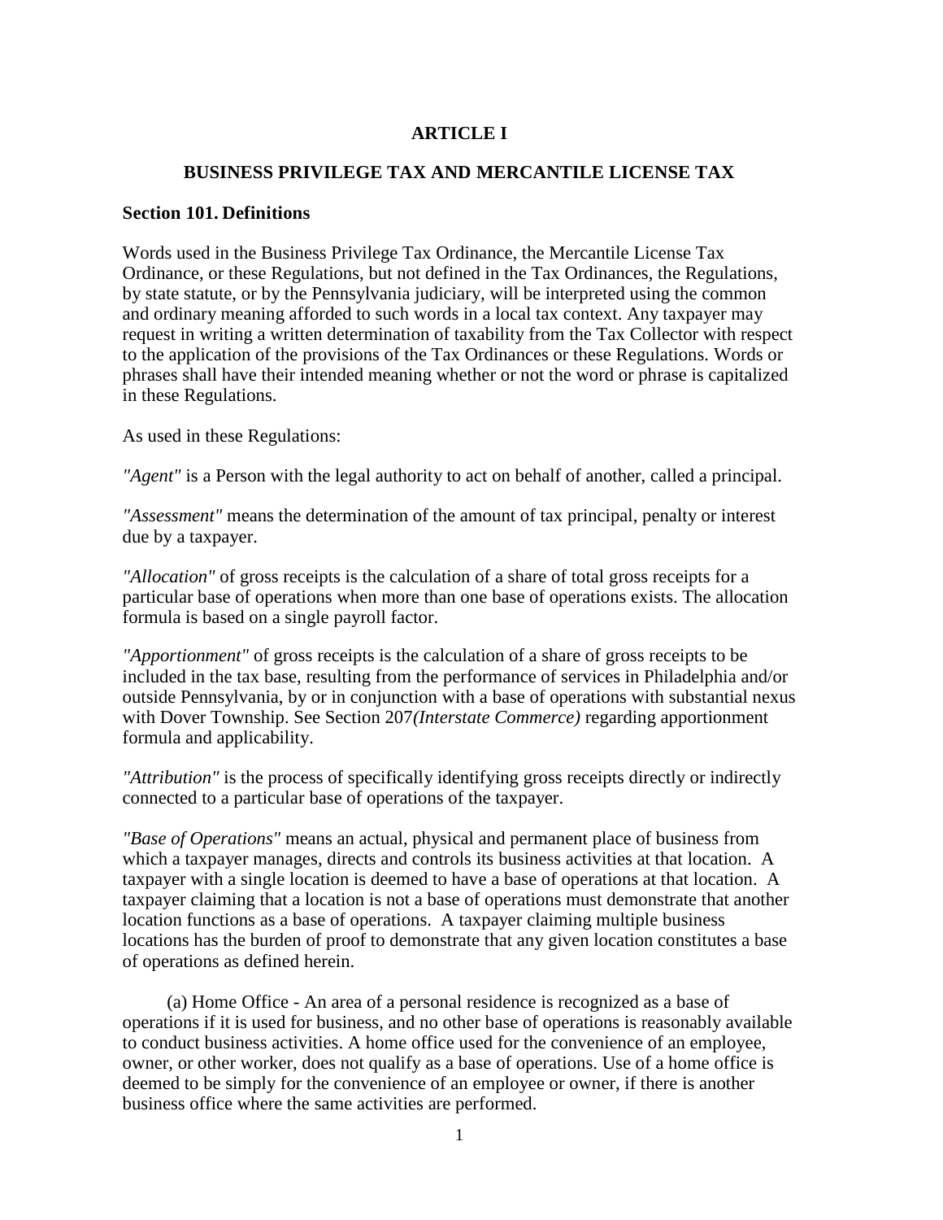# ARTICLE I

## BUSINESS PRIVILEGE TAX AND MERCANTILE LICENSE TAX

### Section 101. Definitions

Words used in the Business Privilege Tax Ordinance, the Mercantile License Tax Ordinance, or these Regulations, but not defined in the Tax Ordinances, the Regulations, by state statute, or by the Pennsylvania judiciary, will be interpreted using the common and ordinary meaning afforded to such words in a local tax context. Any taxpayer may request in writing a written determination of taxability from the Tax Collector with respect to the application of the provisions of the Tax Ordinances or these Regulations. Words or phrases shall have their intended meaning whether or not the word or phrase is capitalized in these Regulations.

As used in these Regulations:

*"Agent"* is a Person with the legal authority to act on behalf of another, called a principal.

*"Assessment"* means the determination of the amount of tax principal, penalty or interest due by a taxpayer.

*"Allocation"* of gross receipts is the calculation of a share of total gross receipts for a particular base of operations when more than one base of operations exists. The allocation formula is based on a single payroll factor.

*"Apportionment"* of gross receipts is the calculation of a share of gross receipts to be included in the tax base, resulting from the performance of services in Philadelphia and/or outside Pennsylvania, by or in conjunction with a base of operations with substantial nexus with Dover Township. See Section 207*(Interstate Commerce)* regarding apportionment formula and applicability.

*"Attribution"* is the process of specifically identifying gross receipts directly or indirectly connected to a particular base of operations of the taxpayer.

*"Base of Operations"* means an actual, physical and permanent place of business from which a taxpayer manages, directs and controls its business activities at that location. A taxpayer with a single location is deemed to have a base of operations at that location. A taxpayer claiming that a location is not a base of operations must demonstrate that another location functions as a base of operations. A taxpayer claiming multiple business locations has the burden of proof to demonstrate that any given location constitutes a base of operations as defined herein.

(a) Home Office - An area of a personal residence is recognized as a base of operations if it is used for business, and no other base of operations is reasonably available to conduct business activities. A home office used for the convenience of an employee, owner, or other worker, does not qualify as a base of operations. Use of a home office is deemed to be simply for the convenience of an employee or owner, if there is another business office where the same activities are performed.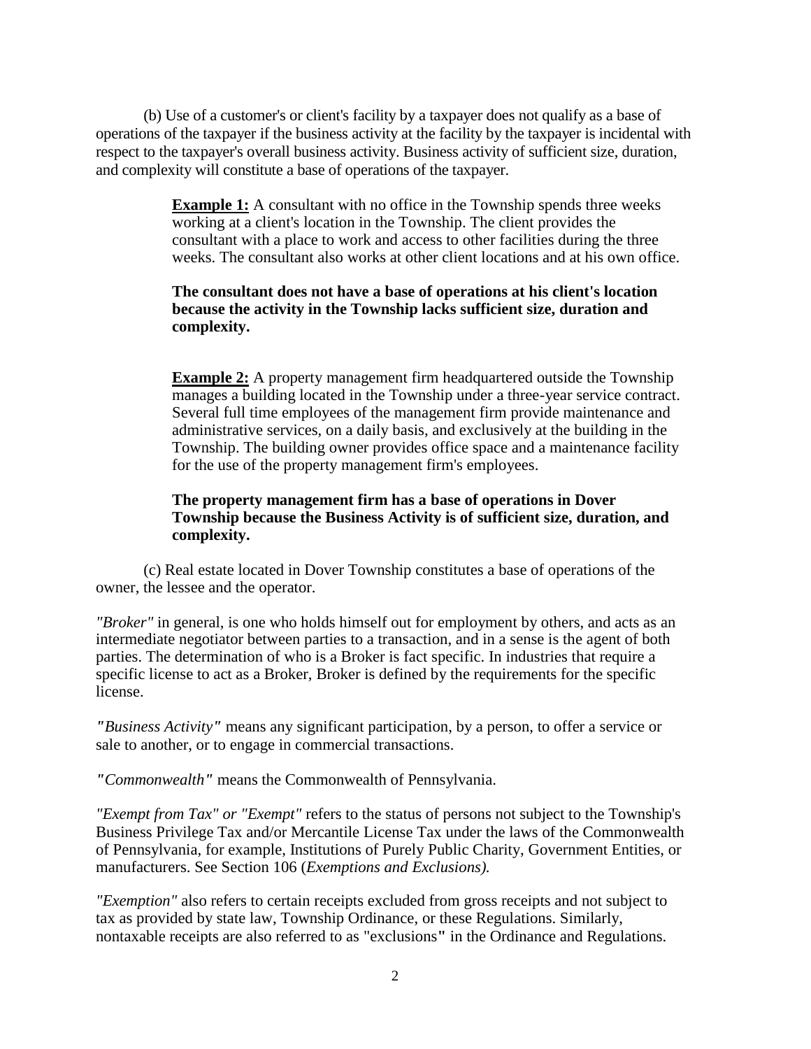(b) Use of a customer's or client's facility by a taxpayer does not qualify as a base of operations of the taxpayer if the business activity at the facility by the taxpayer is incidental with respect to the taxpayer's overall business activity. Business activity of sufficient size, duration, and complexity will constitute a base of operations of the taxpayer.

> **Example 1:** A consultant with no office in the Township spends three weeks working at a client's location in the Township. The client provides the consultant with a place to work and access to other facilities during the three weeks. The consultant also works at other client locations and at his own office.
>
> **The consultant does not have a base of operations at his client's location because the activity in the Township lacks sufficient size, duration and complexity.**
>
> **Example 2:** A property management firm headquartered outside the Township manages a building located in the Township under a three-year service contract. Several full time employees of the management firm provide maintenance and administrative services, on a daily basis, and exclusively at the building in the Township. The building owner provides office space and a maintenance facility for the use of the property management firm's employees.
>
> **The property management firm has a base of operations in Dover Township because the Business Activity is of sufficient size, duration, and complexity.**

(c) Real estate located in Dover Township constitutes a base of operations of the owner, the lessee and the operator.

*"Broker"* in general, is one who holds himself out for employment by others, and acts as an intermediate negotiator between parties to a transaction, and in a sense is the agent of both parties. The determination of who is a Broker is fact specific. In industries that require a specific license to act as a Broker, Broker is defined by the requirements for the specific license.

*"Business Activity"* means any significant participation, by a person, to offer a service or sale to another, or to engage in commercial transactions.

*"Commonwealth"* means the Commonwealth of Pennsylvania.

*"Exempt from Tax" or "Exempt"* refers to the status of persons not subject to the Township's Business Privilege Tax and/or Mercantile License Tax under the laws of the Commonwealth of Pennsylvania, for example, Institutions of Purely Public Charity, Government Entities, or manufacturers. See Section 106 (*Exemptions and Exclusions).*

*"Exemption"* also refers to certain receipts excluded from gross receipts and not subject to tax as provided by state law, Township Ordinance, or these Regulations. Similarly, nontaxable receipts are also referred to as "exclusions" in the Ordinance and Regulations.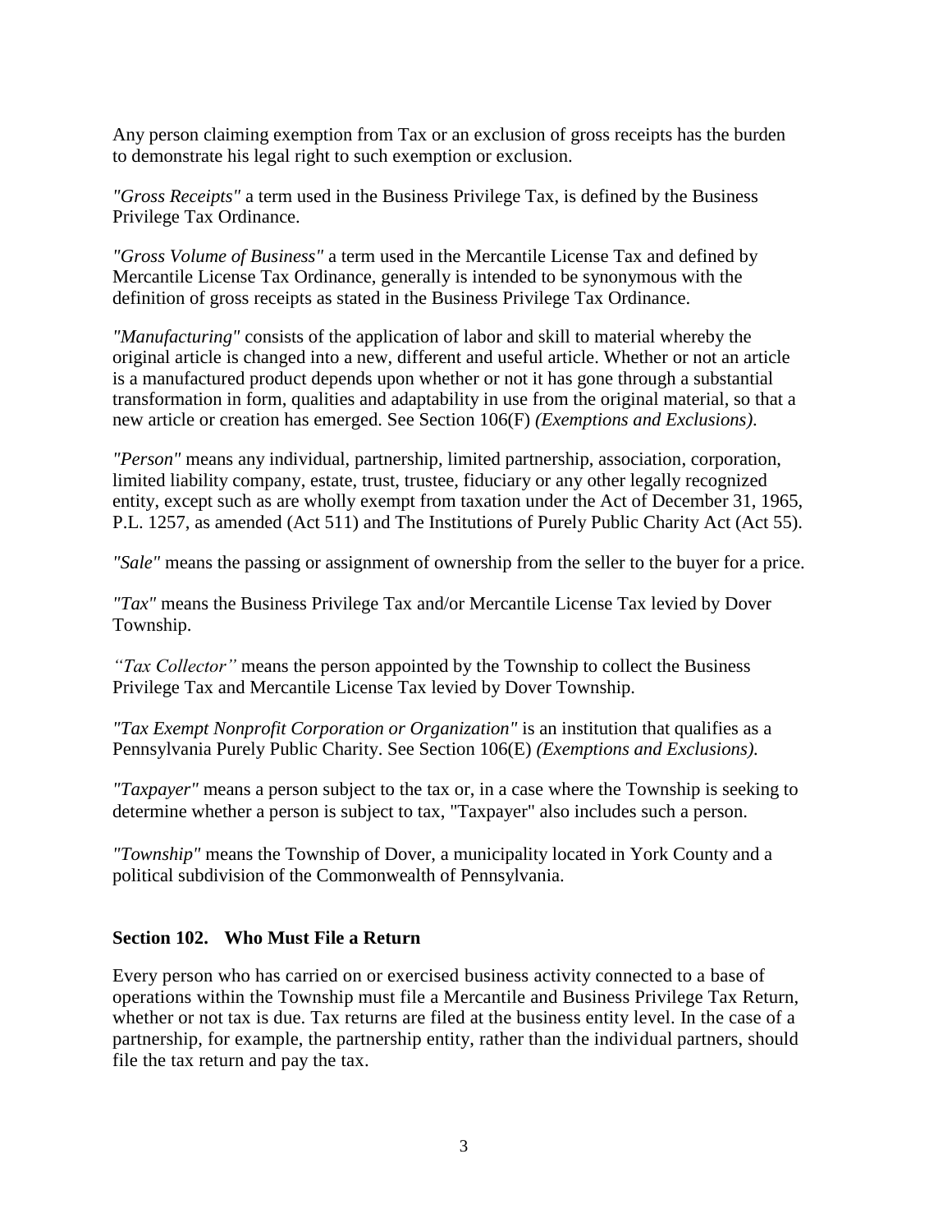Any person claiming exemption from Tax or an exclusion of gross receipts has the burden to demonstrate his legal right to such exemption or exclusion.

*"Gross Receipts"* a term used in the Business Privilege Tax, is defined by the Business Privilege Tax Ordinance.

*"Gross Volume of Business"* a term used in the Mercantile License Tax and defined by Mercantile License Tax Ordinance, generally is intended to be synonymous with the definition of gross receipts as stated in the Business Privilege Tax Ordinance.

*"Manufacturing"* consists of the application of labor and skill to material whereby the original article is changed into a new, different and useful article. Whether or not an article is a manufactured product depends upon whether or not it has gone through a substantial transformation in form, qualities and adaptability in use from the original material, so that a new article or creation has emerged. See Section 106(F) *(Exemptions and Exclusions).*

*"Person"* means any individual, partnership, limited partnership, association, corporation, limited liability company, estate, trust, trustee, fiduciary or any other legally recognized entity, except such as are wholly exempt from taxation under the Act of December 31, 1965, P.L. 1257, as amended (Act 511) and The Institutions of Purely Public Charity Act (Act 55).

*"Sale"* means the passing or assignment of ownership from the seller to the buyer for a price.

*"Tax"* means the Business Privilege Tax and/or Mercantile License Tax levied by Dover Township.

*"Tax Collector"* means the person appointed by the Township to collect the Business Privilege Tax and Mercantile License Tax levied by Dover Township.

*"Tax Exempt Nonprofit Corporation or Organization"* is an institution that qualifies as a Pennsylvania Purely Public Charity. See Section 106(E) *(Exemptions and Exclusions).*

*"Taxpayer"* means a person subject to the tax or, in a case where the Township is seeking to determine whether a person is subject to tax, "Taxpayer" also includes such a person.

*"Township"* means the Township of Dover, a municipality located in York County and a political subdivision of the Commonwealth of Pennsylvania.

## Section 102. Who Must File a Return

Every person who has carried on or exercised business activity connected to a base of operations within the Township must file a Mercantile and Business Privilege Tax Return, whether or not tax is due. Tax returns are filed at the business entity level. In the case of a partnership, for example, the partnership entity, rather than the individual partners, should file the tax return and pay the tax.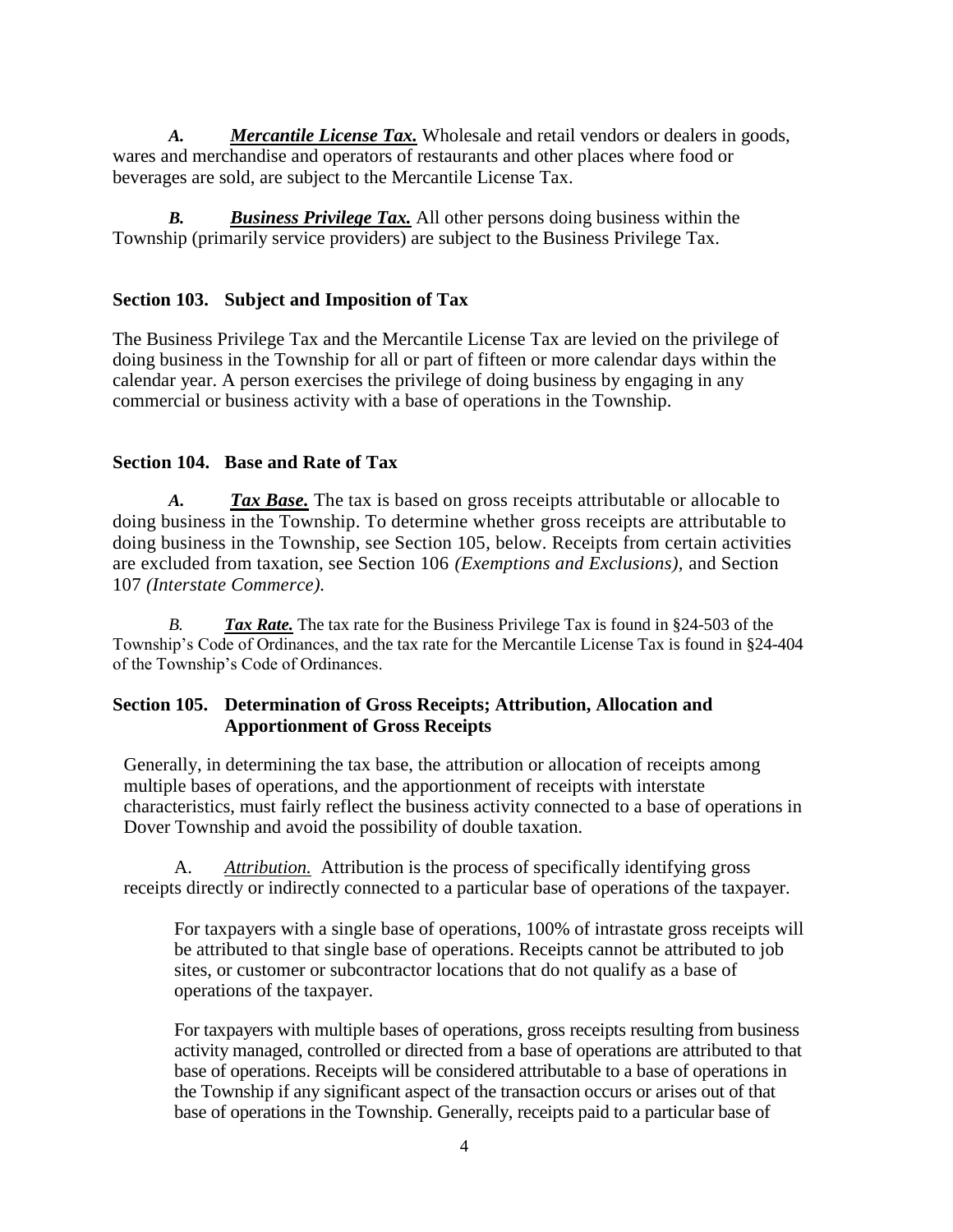*A.* ***Mercantile License Tax.*** Wholesale and retail vendors or dealers in goods, wares and merchandise and operators of restaurants and other places where food or beverages are sold, are subject to the Mercantile License Tax.

*B.* ***Business Privilege Tax.*** All other persons doing business within the Township (primarily service providers) are subject to the Business Privilege Tax.

### Section 103. Subject and Imposition of Tax

The Business Privilege Tax and the Mercantile License Tax are levied on the privilege of doing business in the Township for all or part of fifteen or more calendar days within the calendar year. A person exercises the privilege of doing business by engaging in any commercial or business activity with a base of operations in the Township.

### Section 104. Base and Rate of Tax

*A.* ***Tax Base.*** The tax is based on gross receipts attributable or allocable to doing business in the Township. To determine whether gross receipts are attributable to doing business in the Township, see Section 105, below. Receipts from certain activities are excluded from taxation, see Section 106 *(Exemptions and Exclusions),* and Section 107 *(Interstate Commerce).*

*B.* ***Tax Rate.*** The tax rate for the Business Privilege Tax is found in §24-503 of the Township's Code of Ordinances, and the tax rate for the Mercantile License Tax is found in §24-404 of the Township's Code of Ordinances.

### Section 105. Determination of Gross Receipts; Attribution, Allocation and Apportionment of Gross Receipts

Generally, in determining the tax base, the attribution or allocation of receipts among multiple bases of operations, and the apportionment of receipts with interstate characteristics, must fairly reflect the business activity connected to a base of operations in Dover Township and avoid the possibility of double taxation.

A. *Attribution.* Attribution is the process of specifically identifying gross receipts directly or indirectly connected to a particular base of operations of the taxpayer.

For taxpayers with a single base of operations, 100% of intrastate gross receipts will be attributed to that single base of operations. Receipts cannot be attributed to job sites, or customer or subcontractor locations that do not qualify as a base of operations of the taxpayer.

For taxpayers with multiple bases of operations, gross receipts resulting from business activity managed, controlled or directed from a base of operations are attributed to that base of operations. Receipts will be considered attributable to a base of operations in the Township if any significant aspect of the transaction occurs or arises out of that base of operations in the Township. Generally, receipts paid to a particular base of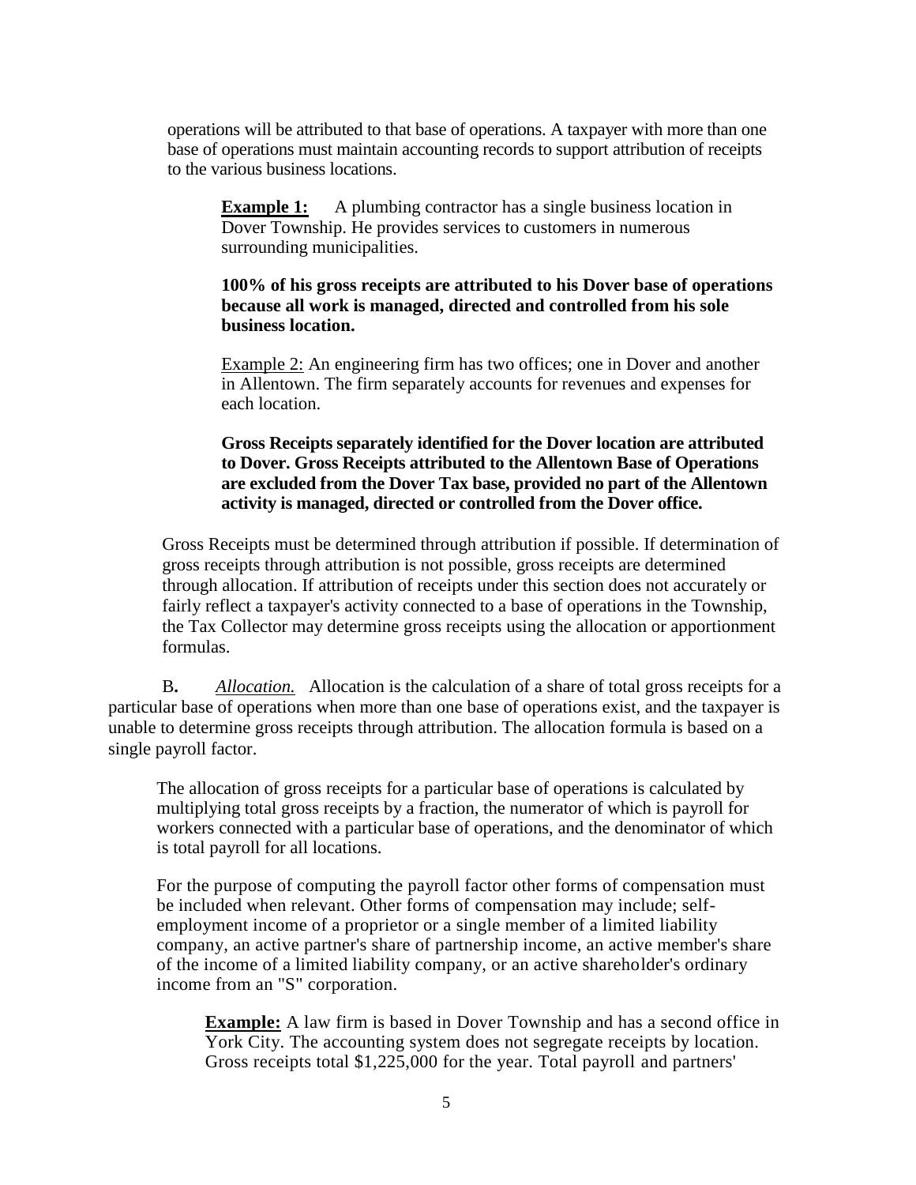operations will be attributed to that base of operations. A taxpayer with more than one base of operations must maintain accounting records to support attribution of receipts to the various business locations.

> **Example 1:** A plumbing contractor has a single business location in Dover Township. He provides services to customers in numerous surrounding municipalities.
>
> **100% of his gross receipts are attributed to his Dover base of operations because all work is managed, directed and controlled from his sole business location.**
>
> Example 2: An engineering firm has two offices; one in Dover and another in Allentown. The firm separately accounts for revenues and expenses for each location.
>
> **Gross Receipts separately identified for the Dover location are attributed to Dover. Gross Receipts attributed to the Allentown Base of Operations are excluded from the Dover Tax base, provided no part of the Allentown activity is managed, directed or controlled from the Dover office.**

Gross Receipts must be determined through attribution if possible. If determination of gross receipts through attribution is not possible, gross receipts are determined through allocation. If attribution of receipts under this section does not accurately or fairly reflect a taxpayer's activity connected to a base of operations in the Township, the Tax Collector may determine gross receipts using the allocation or apportionment formulas.

**B.** *Allocation.* Allocation is the calculation of a share of total gross receipts for a particular base of operations when more than one base of operations exist, and the taxpayer is unable to determine gross receipts through attribution. The allocation formula is based on a single payroll factor.

The allocation of gross receipts for a particular base of operations is calculated by multiplying total gross receipts by a fraction, the numerator of which is payroll for workers connected with a particular base of operations, and the denominator of which is total payroll for all locations.

For the purpose of computing the payroll factor other forms of compensation must be included when relevant. Other forms of compensation may include; self-employment income of a proprietor or a single member of a limited liability company, an active partner's share of partnership income, an active member's share of the income of a limited liability company, or an active shareholder's ordinary income from an "S" corporation.

> **Example:** A law firm is based in Dover Township and has a second office in York City. The accounting system does not segregate receipts by location. Gross receipts total $1,225,000 for the year. Total payroll and partners'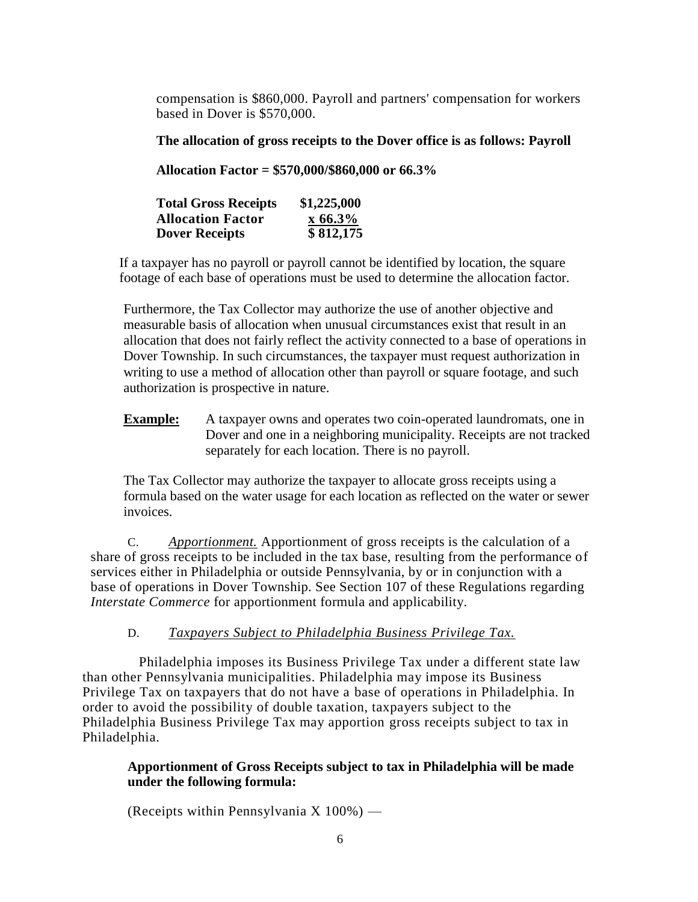compensation is $860,000. Payroll and partners' compensation for workers based in Dover is $570,000.

**The allocation of gross receipts to the Dover office is as follows: Payroll**

**Allocation Factor = $570,000/$860,000 or 66.3%**

| | |
|---|---|
| **Total Gross Receipts** | **$1,225,000** |
| **Allocation Factor** | **x 66.3%** |
| **Dover Receipts** | **$ 812,175** |

If a taxpayer has no payroll or payroll cannot be identified by location, the square footage of each base of operations must be used to determine the allocation factor.

Furthermore, the Tax Collector may authorize the use of another objective and measurable basis of allocation when unusual circumstances exist that result in an allocation that does not fairly reflect the activity connected to a base of operations in Dover Township. In such circumstances, the taxpayer must request authorization in writing to use a method of allocation other than payroll or square footage, and such authorization is prospective in nature.

**Example:** A taxpayer owns and operates two coin-operated laundromats, one in Dover and one in a neighboring municipality. Receipts are not tracked separately for each location. There is no payroll.

The Tax Collector may authorize the taxpayer to allocate gross receipts using a formula based on the water usage for each location as reflected on the water or sewer invoices.

C. *Apportionment.* Apportionment of gross receipts is the calculation of a share of gross receipts to be included in the tax base, resulting from the performance of services either in Philadelphia or outside Pennsylvania, by or in conjunction with a base of operations in Dover Township. See Section 107 of these Regulations regarding *Interstate Commerce* for apportionment formula and applicability.

D. *Taxpayers Subject to Philadelphia Business Privilege Tax.*

Philadelphia imposes its Business Privilege Tax under a different state law than other Pennsylvania municipalities. Philadelphia may impose its Business Privilege Tax on taxpayers that do not have a base of operations in Philadelphia. In order to avoid the possibility of double taxation, taxpayers subject to the Philadelphia Business Privilege Tax may apportion gross receipts subject to tax in Philadelphia.

**Apportionment of Gross Receipts subject to tax in Philadelphia will be made under the following formula:**

(Receipts within Pennsylvania X 100%) —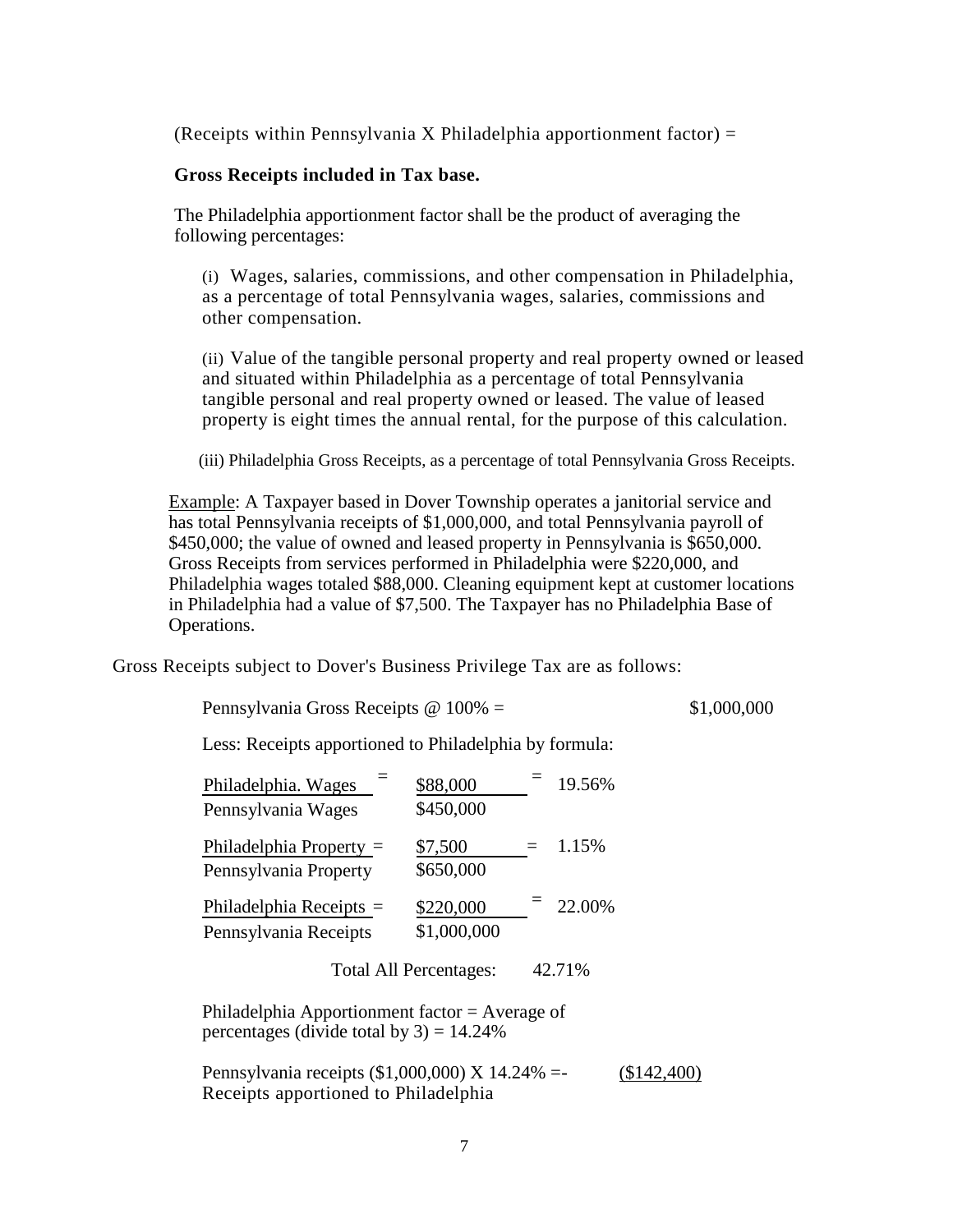(Receipts within Pennsylvania X Philadelphia apportionment factor) =

**Gross Receipts included in Tax base.**

The Philadelphia apportionment factor shall be the product of averaging the following percentages:

(i) Wages, salaries, commissions, and other compensation in Philadelphia, as a percentage of total Pennsylvania wages, salaries, commissions and other compensation.

(ii) Value of the tangible personal property and real property owned or leased and situated within Philadelphia as a percentage of total Pennsylvania tangible personal and real property owned or leased. The value of leased property is eight times the annual rental, for the purpose of this calculation.

(iii) Philadelphia Gross Receipts, as a percentage of total Pennsylvania Gross Receipts.

Example: A Taxpayer based in Dover Township operates a janitorial service and has total Pennsylvania receipts of $1,000,000, and total Pennsylvania payroll of $450,000; the value of owned and leased property in Pennsylvania is $650,000. Gross Receipts from services performed in Philadelphia were $220,000, and Philadelphia wages totaled $88,000. Cleaning equipment kept at customer locations in Philadelphia had a value of $7,500. The Taxpayer has no Philadelphia Base of Operations.

Gross Receipts subject to Dover's Business Privilege Tax are as follows:

Pennsylvania Gross Receipts @ 100% = $1,000,000

Less: Receipts apportioned to Philadelphia by formula:

| | | | |
|---|---|---|---|
| Philadelphia. Wages / Pennsylvania Wages | = | $88,000 / $450,000 | = 19.56% |
| Philadelphia Property / Pennsylvania Property | = | $7,500 / $650,000 | = 1.15% |
| Philadelphia Receipts / Pennsylvania Receipts | = | $220,000 / $1,000,000 | = 22.00% |
| | Total All Percentages: | | 42.71% |

Philadelphia Apportionment factor = Average of percentages (divide total by 3) = 14.24%

Pennsylvania receipts ($1,000,000) X 14.24% =- Receipts apportioned to Philadelphia ($142,400)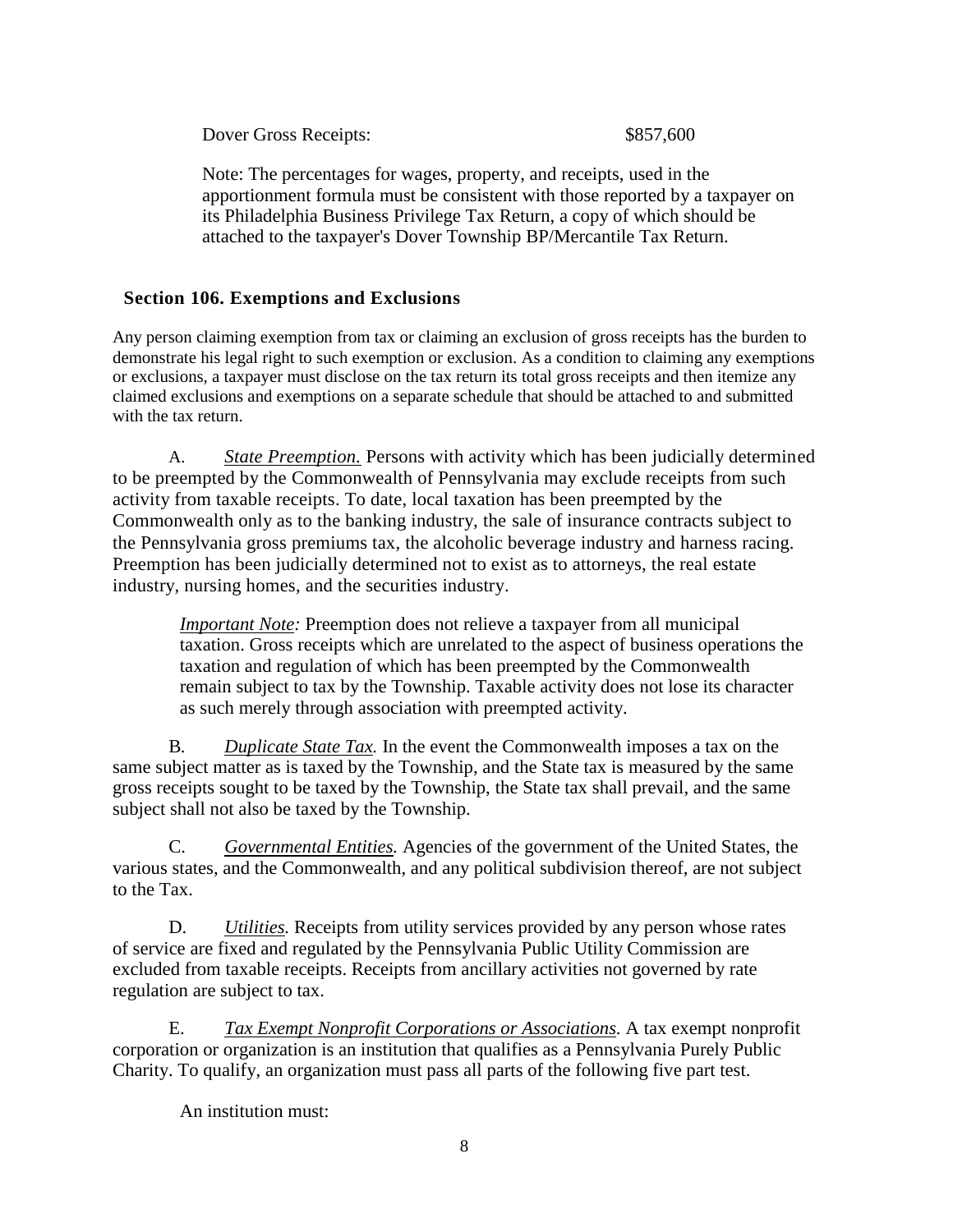Dover Gross Receipts: $857,600

Note: The percentages for wages, property, and receipts, used in the apportionment formula must be consistent with those reported by a taxpayer on its Philadelphia Business Privilege Tax Return, a copy of which should be attached to the taxpayer's Dover Township BP/Mercantile Tax Return.

## Section 106. Exemptions and Exclusions

Any person claiming exemption from tax or claiming an exclusion of gross receipts has the burden to demonstrate his legal right to such exemption or exclusion. As a condition to claiming any exemptions or exclusions, a taxpayer must disclose on the tax return its total gross receipts and then itemize any claimed exclusions and exemptions on a separate schedule that should be attached to and submitted with the tax return.

A. *State Preemption.* Persons with activity which has been judicially determined to be preempted by the Commonwealth of Pennsylvania may exclude receipts from such activity from taxable receipts. To date, local taxation has been preempted by the Commonwealth only as to the banking industry, the sale of insurance contracts subject to the Pennsylvania gross premiums tax, the alcoholic beverage industry and harness racing. Preemption has been judicially determined not to exist as to attorneys, the real estate industry, nursing homes, and the securities industry.

> *Important Note:* Preemption does not relieve a taxpayer from all municipal taxation. Gross receipts which are unrelated to the aspect of business operations the taxation and regulation of which has been preempted by the Commonwealth remain subject to tax by the Township. Taxable activity does not lose its character as such merely through association with preempted activity.

B. *Duplicate State Tax.* In the event the Commonwealth imposes a tax on the same subject matter as is taxed by the Township, and the State tax is measured by the same gross receipts sought to be taxed by the Township, the State tax shall prevail, and the same subject shall not also be taxed by the Township.

C. *Governmental Entities.* Agencies of the government of the United States, the various states, and the Commonwealth, and any political subdivision thereof, are not subject to the Tax.

D. *Utilities.* Receipts from utility services provided by any person whose rates of service are fixed and regulated by the Pennsylvania Public Utility Commission are excluded from taxable receipts. Receipts from ancillary activities not governed by rate regulation are subject to tax.

E. *Tax Exempt Nonprofit Corporations or Associations.* A tax exempt nonprofit corporation or organization is an institution that qualifies as a Pennsylvania Purely Public Charity. To qualify, an organization must pass all parts of the following five part test.

An institution must: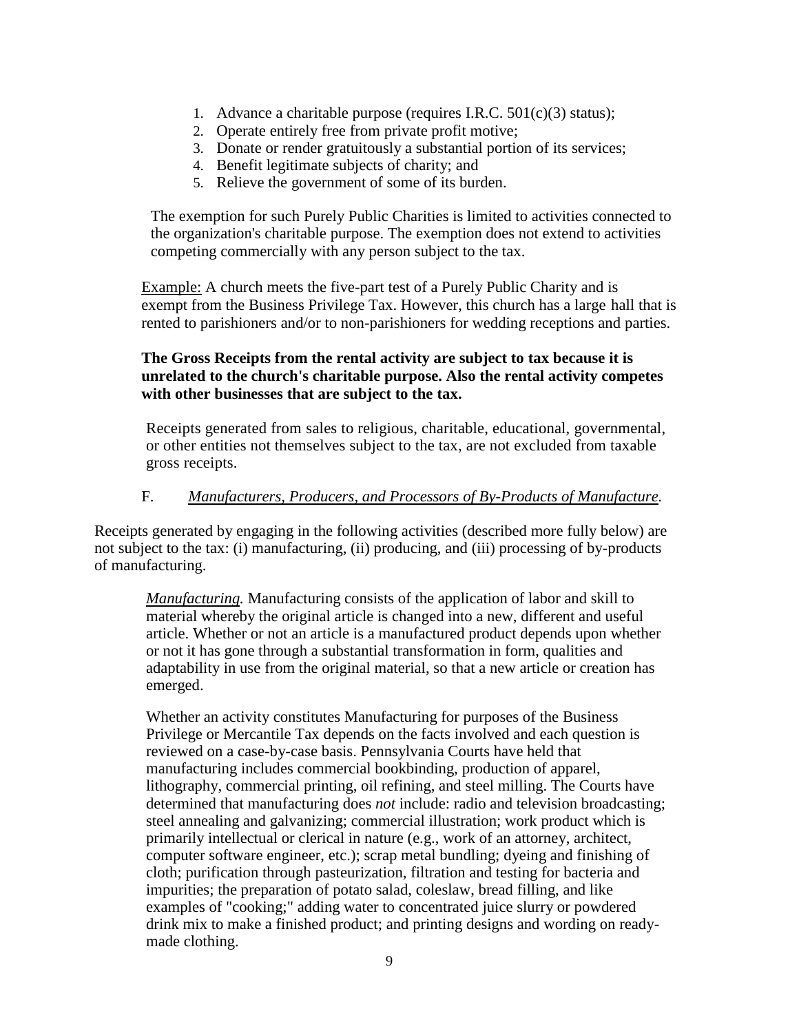1. Advance a charitable purpose (requires I.R.C. 501(c)(3) status);
2. Operate entirely free from private profit motive;
3. Donate or render gratuitously a substantial portion of its services;
4. Benefit legitimate subjects of charity; and
5. Relieve the government of some of its burden.

The exemption for such Purely Public Charities is limited to activities connected to the organization's charitable purpose. The exemption does not extend to activities competing commercially with any person subject to the tax.

Example: A church meets the five-part test of a Purely Public Charity and is exempt from the Business Privilege Tax. However, this church has a large hall that is rented to parishioners and/or to non-parishioners for wedding receptions and parties.

**The Gross Receipts from the rental activity are subject to tax because it is unrelated to the church's charitable purpose. Also the rental activity competes with other businesses that are subject to the tax.**

Receipts generated from sales to religious, charitable, educational, governmental, or other entities not themselves subject to the tax, are not excluded from taxable gross receipts.

F. *Manufacturers, Producers, and Processors of By-Products of Manufacture.*

Receipts generated by engaging in the following activities (described more fully below) are not subject to the tax: (i) manufacturing, (ii) producing, and (iii) processing of by-products of manufacturing.

*Manufacturing.* Manufacturing consists of the application of labor and skill to material whereby the original article is changed into a new, different and useful article. Whether or not an article is a manufactured product depends upon whether or not it has gone through a substantial transformation in form, qualities and adaptability in use from the original material, so that a new article or creation has emerged.

Whether an activity constitutes Manufacturing for purposes of the Business Privilege or Mercantile Tax depends on the facts involved and each question is reviewed on a case-by-case basis. Pennsylvania Courts have held that manufacturing includes commercial bookbinding, production of apparel, lithography, commercial printing, oil refining, and steel milling. The Courts have determined that manufacturing does *not* include: radio and television broadcasting; steel annealing and galvanizing; commercial illustration; work product which is primarily intellectual or clerical in nature (e.g., work of an attorney, architect, computer software engineer, etc.); scrap metal bundling; dyeing and finishing of cloth; purification through pasteurization, filtration and testing for bacteria and impurities; the preparation of potato salad, coleslaw, bread filling, and like examples of "cooking;" adding water to concentrated juice slurry or powdered drink mix to make a finished product; and printing designs and wording on ready-made clothing.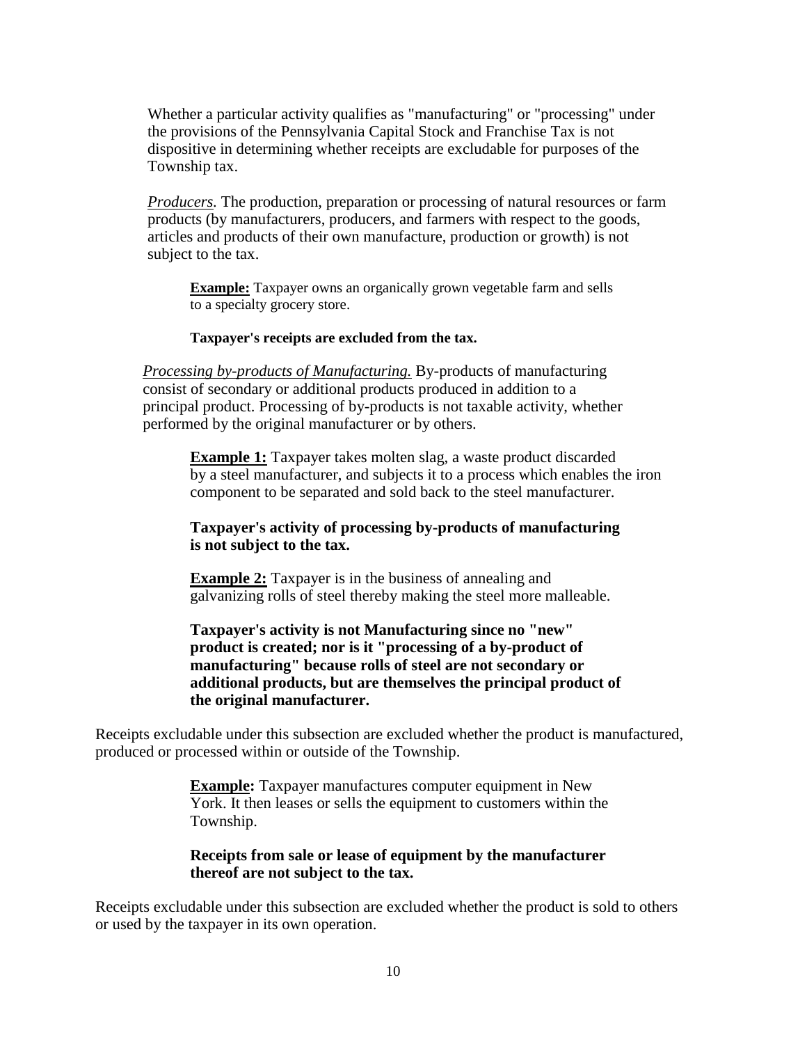Whether a particular activity qualifies as "manufacturing" or "processing" under the provisions of the Pennsylvania Capital Stock and Franchise Tax is not dispositive in determining whether receipts are excludable for purposes of the Township tax.

*Producers.* The production, preparation or processing of natural resources or farm products (by manufacturers, producers, and farmers with respect to the goods, articles and products of their own manufacture, production or growth) is not subject to the tax.

> **Example:** Taxpayer owns an organically grown vegetable farm and sells to a specialty grocery store.
>
> **Taxpayer's receipts are excluded from the tax.**

*Processing by-products of Manufacturing.* By-products of manufacturing consist of secondary or additional products produced in addition to a principal product. Processing of by-products is not taxable activity, whether performed by the original manufacturer or by others.

> **Example 1:** Taxpayer takes molten slag, a waste product discarded by a steel manufacturer, and subjects it to a process which enables the iron component to be separated and sold back to the steel manufacturer.
>
> **Taxpayer's activity of processing by-products of manufacturing is not subject to the tax.**
>
> **Example 2:** Taxpayer is in the business of annealing and galvanizing rolls of steel thereby making the steel more malleable.
>
> **Taxpayer's activity is not Manufacturing since no "new" product is created; nor is it "processing of a by-product of manufacturing" because rolls of steel are not secondary or additional products, but are themselves the principal product of the original manufacturer.**

Receipts excludable under this subsection are excluded whether the product is manufactured, produced or processed within or outside of the Township.

> **Example:** Taxpayer manufactures computer equipment in New York. It then leases or sells the equipment to customers within the Township.
>
> **Receipts from sale or lease of equipment by the manufacturer thereof are not subject to the tax.**

Receipts excludable under this subsection are excluded whether the product is sold to others or used by the taxpayer in its own operation.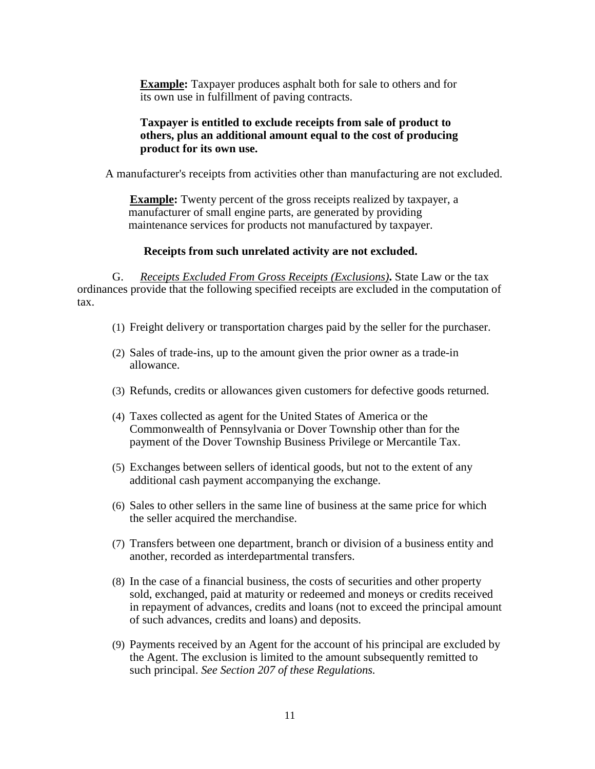**Example:** Taxpayer produces asphalt both for sale to others and for its own use in fulfillment of paving contracts.

**Taxpayer is entitled to exclude receipts from sale of product to others, plus an additional amount equal to the cost of producing product for its own use.**

A manufacturer's receipts from activities other than manufacturing are not excluded.

**Example:** Twenty percent of the gross receipts realized by taxpayer, a manufacturer of small engine parts, are generated by providing maintenance services for products not manufactured by taxpayer.

**Receipts from such unrelated activity are not excluded.**

G. *Receipts Excluded From Gross Receipts (Exclusions)***.** State Law or the tax ordinances provide that the following specified receipts are excluded in the computation of tax.

(1) Freight delivery or transportation charges paid by the seller for the purchaser.

(2) Sales of trade-ins, up to the amount given the prior owner as a trade-in allowance.

(3) Refunds, credits or allowances given customers for defective goods returned.

(4) Taxes collected as agent for the United States of America or the Commonwealth of Pennsylvania or Dover Township other than for the payment of the Dover Township Business Privilege or Mercantile Tax.

(5) Exchanges between sellers of identical goods, but not to the extent of any additional cash payment accompanying the exchange.

(6) Sales to other sellers in the same line of business at the same price for which the seller acquired the merchandise.

(7) Transfers between one department, branch or division of a business entity and another, recorded as interdepartmental transfers.

(8) In the case of a financial business, the costs of securities and other property sold, exchanged, paid at maturity or redeemed and moneys or credits received in repayment of advances, credits and loans (not to exceed the principal amount of such advances, credits and loans) and deposits.

(9) Payments received by an Agent for the account of his principal are excluded by the Agent. The exclusion is limited to the amount subsequently remitted to such principal. *See Section 207 of these Regulations.*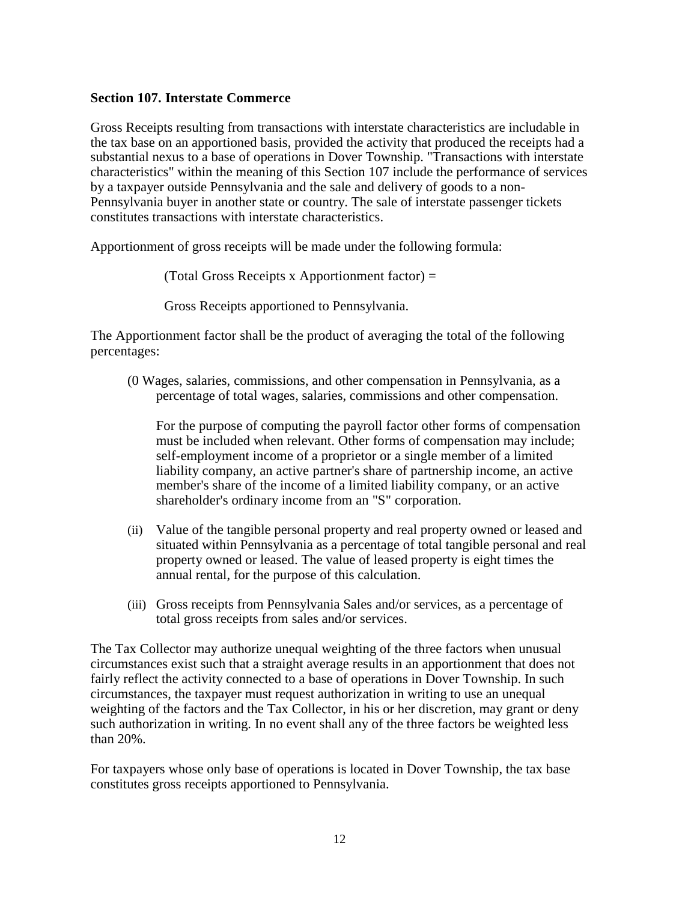**Section 107. Interstate Commerce**

Gross Receipts resulting from transactions with interstate characteristics are includable in the tax base on an apportioned basis, provided the activity that produced the receipts had a substantial nexus to a base of operations in Dover Township. "Transactions with interstate characteristics" within the meaning of this Section 107 include the performance of services by a taxpayer outside Pennsylvania and the sale and delivery of goods to a non-Pennsylvania buyer in another state or country. The sale of interstate passenger tickets constitutes transactions with interstate characteristics.

Apportionment of gross receipts will be made under the following formula:

> (Total Gross Receipts x Apportionment factor) =
>
> Gross Receipts apportioned to Pennsylvania.

The Apportionment factor shall be the product of averaging the total of the following percentages:

(0 Wages, salaries, commissions, and other compensation in Pennsylvania, as a percentage of total wages, salaries, commissions and other compensation.

For the purpose of computing the payroll factor other forms of compensation must be included when relevant. Other forms of compensation may include; self-employment income of a proprietor or a single member of a limited liability company, an active partner's share of partnership income, an active member's share of the income of a limited liability company, or an active shareholder's ordinary income from an "S" corporation.

(ii) Value of the tangible personal property and real property owned or leased and situated within Pennsylvania as a percentage of total tangible personal and real property owned or leased. The value of leased property is eight times the annual rental, for the purpose of this calculation.

(iii) Gross receipts from Pennsylvania Sales and/or services, as a percentage of total gross receipts from sales and/or services.

The Tax Collector may authorize unequal weighting of the three factors when unusual circumstances exist such that a straight average results in an apportionment that does not fairly reflect the activity connected to a base of operations in Dover Township. In such circumstances, the taxpayer must request authorization in writing to use an unequal weighting of the factors and the Tax Collector, in his or her discretion, may grant or deny such authorization in writing. In no event shall any of the three factors be weighted less than 20%.

For taxpayers whose only base of operations is located in Dover Township, the tax base constitutes gross receipts apportioned to Pennsylvania.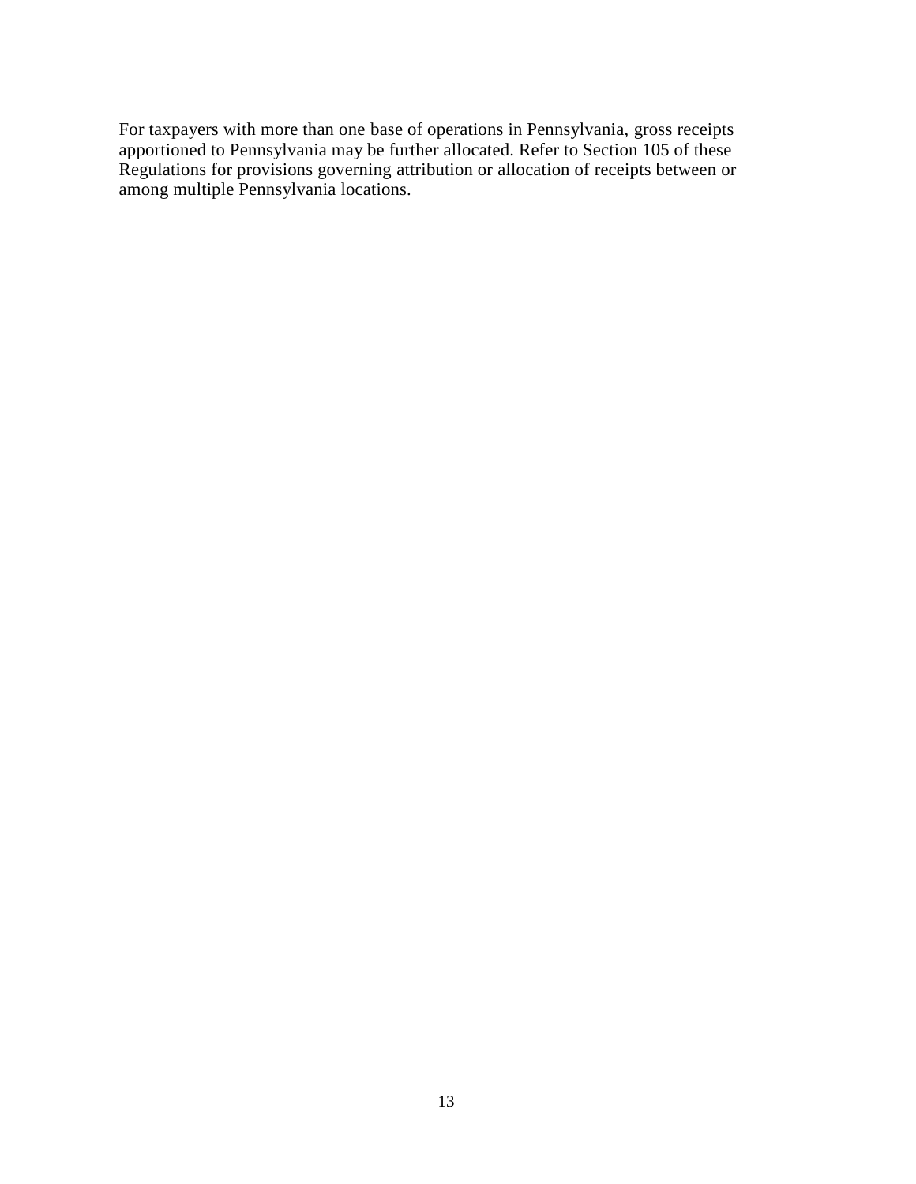For taxpayers with more than one base of operations in Pennsylvania, gross receipts apportioned to Pennsylvania may be further allocated. Refer to Section 105 of these Regulations for provisions governing attribution or allocation of receipts between or among multiple Pennsylvania locations.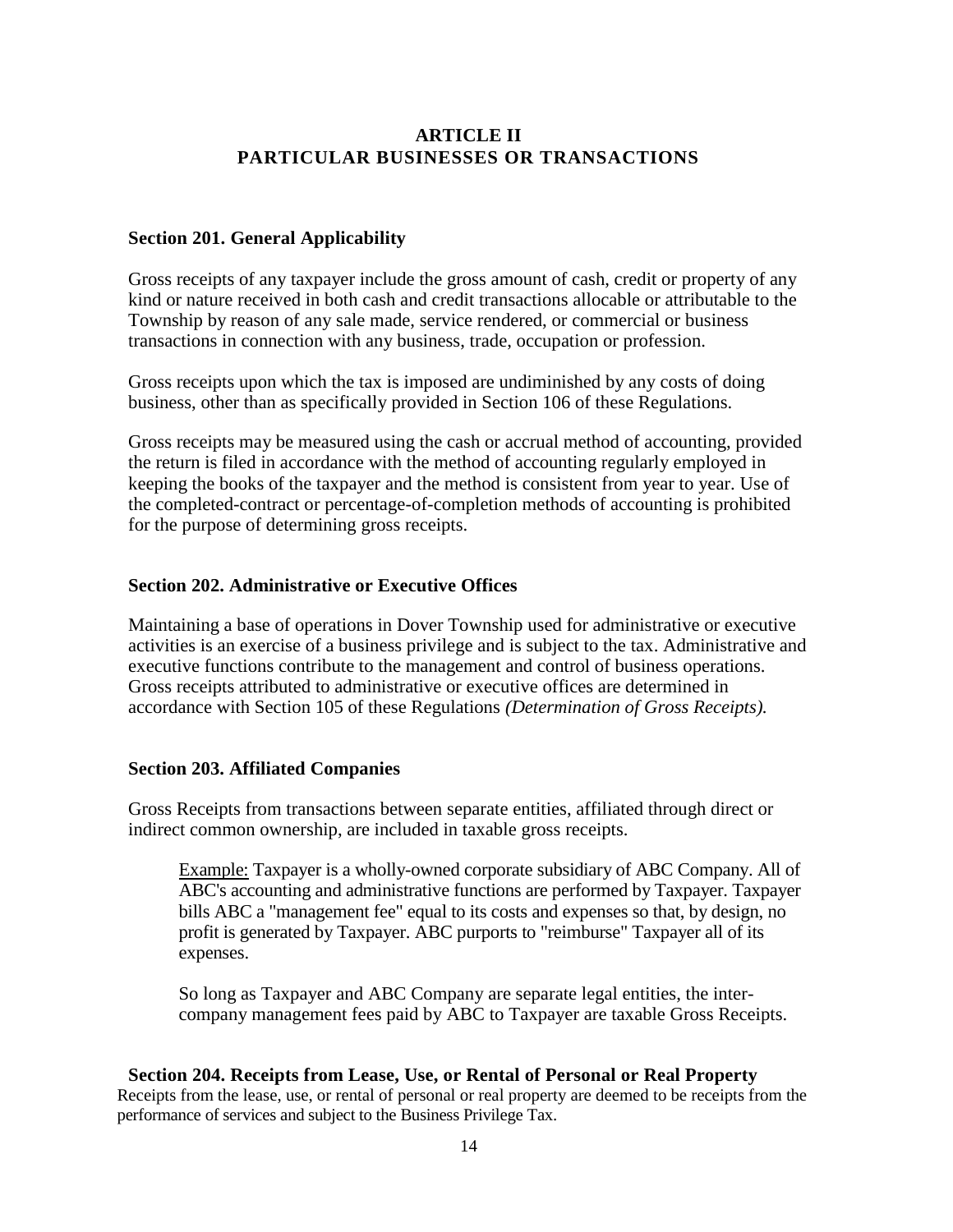# ARTICLE II
# PARTICULAR BUSINESSES OR TRANSACTIONS

### Section 201. General Applicability

Gross receipts of any taxpayer include the gross amount of cash, credit or property of any kind or nature received in both cash and credit transactions allocable or attributable to the Township by reason of any sale made, service rendered, or commercial or business transactions in connection with any business, trade, occupation or profession.

Gross receipts upon which the tax is imposed are undiminished by any costs of doing business, other than as specifically provided in Section 106 of these Regulations.

Gross receipts may be measured using the cash or accrual method of accounting, provided the return is filed in accordance with the method of accounting regularly employed in keeping the books of the taxpayer and the method is consistent from year to year. Use of the completed-contract or percentage-of-completion methods of accounting is prohibited for the purpose of determining gross receipts.

### Section 202. Administrative or Executive Offices

Maintaining a base of operations in Dover Township used for administrative or executive activities is an exercise of a business privilege and is subject to the tax. Administrative and executive functions contribute to the management and control of business operations. Gross receipts attributed to administrative or executive offices are determined in accordance with Section 105 of these Regulations *(Determination of Gross Receipts).*

### Section 203. Affiliated Companies

Gross Receipts from transactions between separate entities, affiliated through direct or indirect common ownership, are included in taxable gross receipts.

> Example: Taxpayer is a wholly-owned corporate subsidiary of ABC Company. All of ABC's accounting and administrative functions are performed by Taxpayer. Taxpayer bills ABC a "management fee" equal to its costs and expenses so that, by design, no profit is generated by Taxpayer. ABC purports to "reimburse" Taxpayer all of its expenses.
>
> So long as Taxpayer and ABC Company are separate legal entities, the inter-company management fees paid by ABC to Taxpayer are taxable Gross Receipts.

### Section 204. Receipts from Lease, Use, or Rental of Personal or Real Property

Receipts from the lease, use, or rental of personal or real property are deemed to be receipts from the performance of services and subject to the Business Privilege Tax.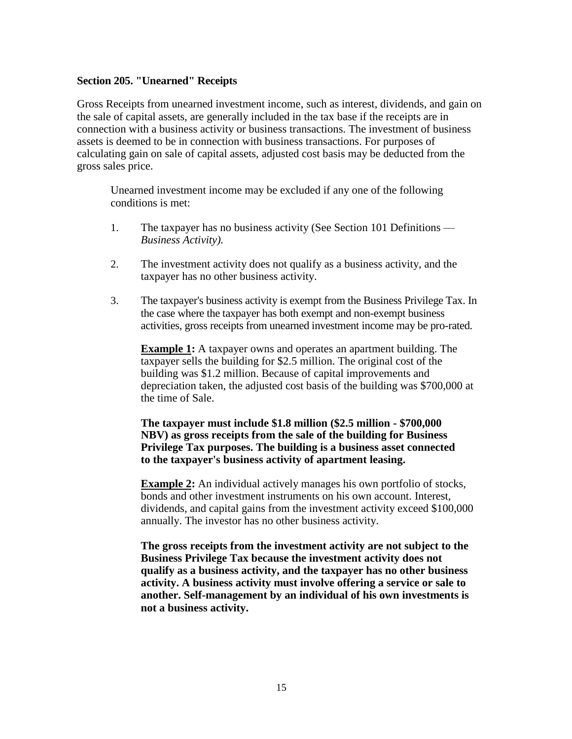**Section 205. "Unearned" Receipts**

Gross Receipts from unearned investment income, such as interest, dividends, and gain on the sale of capital assets, are generally included in the tax base if the receipts are in connection with a business activity or business transactions. The investment of business assets is deemed to be in connection with business transactions. For purposes of calculating gain on sale of capital assets, adjusted cost basis may be deducted from the gross sales price.

Unearned investment income may be excluded if any one of the following conditions is met:

1. The taxpayer has no business activity (See Section 101 Definitions — *Business Activity).*

2. The investment activity does not qualify as a business activity, and the taxpayer has no other business activity.

3. The taxpayer's business activity is exempt from the Business Privilege Tax. In the case where the taxpayer has both exempt and non-exempt business activities, gross receipts from unearned investment income may be pro-rated.

**Example 1:** A taxpayer owns and operates an apartment building. The taxpayer sells the building for $2.5 million. The original cost of the building was $1.2 million. Because of capital improvements and depreciation taken, the adjusted cost basis of the building was $700,000 at the time of Sale.

**The taxpayer must include $1.8 million ($2.5 million - $700,000 NBV) as gross receipts from the sale of the building for Business Privilege Tax purposes. The building is a business asset connected to the taxpayer's business activity of apartment leasing.**

**Example 2:** An individual actively manages his own portfolio of stocks, bonds and other investment instruments on his own account. Interest, dividends, and capital gains from the investment activity exceed $100,000 annually. The investor has no other business activity.

**The gross receipts from the investment activity are not subject to the Business Privilege Tax because the investment activity does not qualify as a business activity, and the taxpayer has no other business activity. A business activity must involve offering a service or sale to another. Self-management by an individual of his own investments is not a business activity.**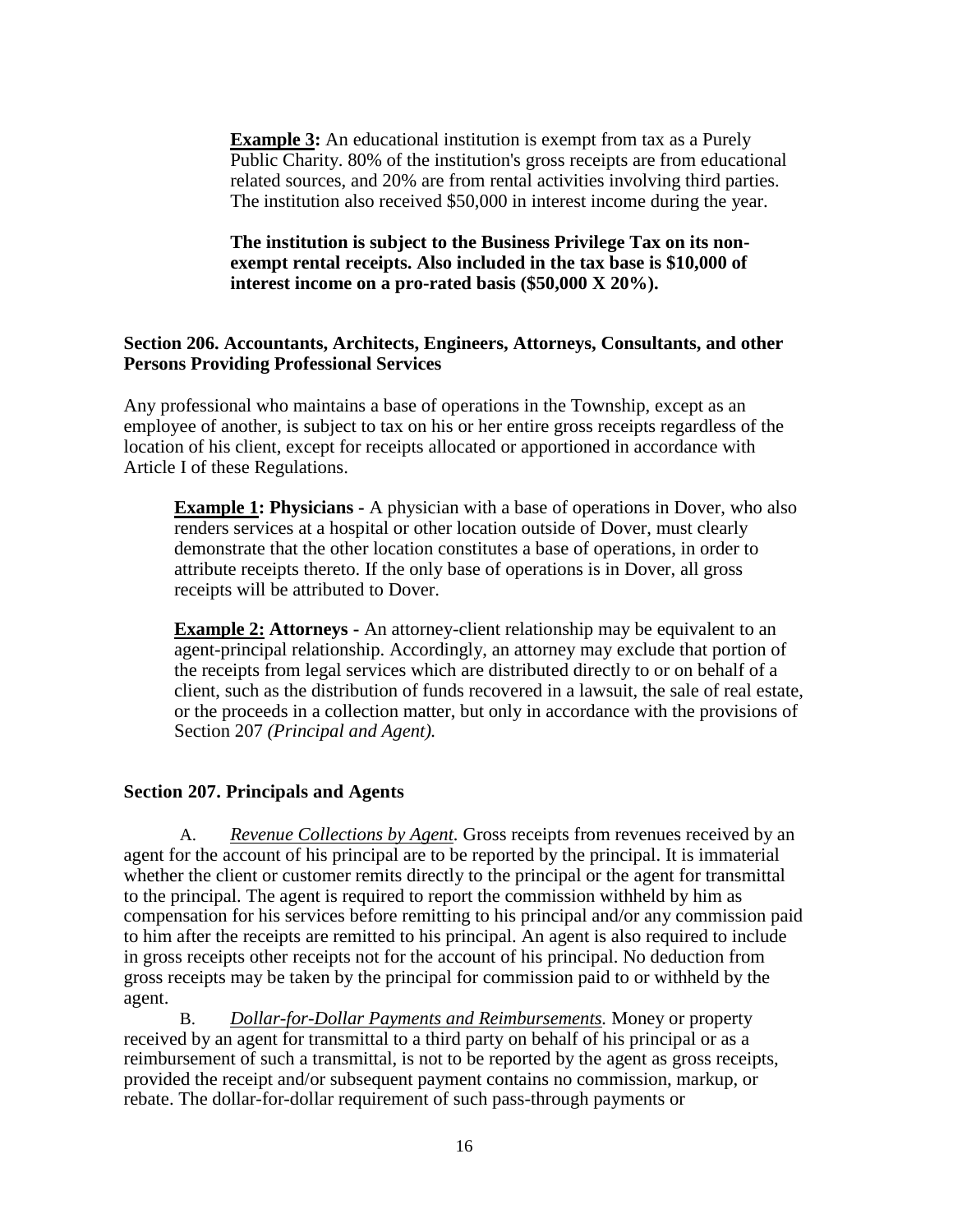**Example 3:** An educational institution is exempt from tax as a Purely Public Charity. 80% of the institution's gross receipts are from educational related sources, and 20% are from rental activities involving third parties. The institution also received $50,000 in interest income during the year.

**The institution is subject to the Business Privilege Tax on its non-exempt rental receipts. Also included in the tax base is $10,000 of interest income on a pro-rated basis ($50,000 X 20%).**

### Section 206. Accountants, Architects, Engineers, Attorneys, Consultants, and other Persons Providing Professional Services

Any professional who maintains a base of operations in the Township, except as an employee of another, is subject to tax on his or her entire gross receipts regardless of the location of his client, except for receipts allocated or apportioned in accordance with Article I of these Regulations.

**Example 1: Physicians -** A physician with a base of operations in Dover, who also renders services at a hospital or other location outside of Dover, must clearly demonstrate that the other location constitutes a base of operations, in order to attribute receipts thereto. If the only base of operations is in Dover, all gross receipts will be attributed to Dover.

**Example 2: Attorneys -** An attorney-client relationship may be equivalent to an agent-principal relationship. Accordingly, an attorney may exclude that portion of the receipts from legal services which are distributed directly to or on behalf of a client, such as the distribution of funds recovered in a lawsuit, the sale of real estate, or the proceeds in a collection matter, but only in accordance with the provisions of Section 207 *(Principal and Agent).*

### Section 207. Principals and Agents

A. *Revenue Collections by Agent.* Gross receipts from revenues received by an agent for the account of his principal are to be reported by the principal. It is immaterial whether the client or customer remits directly to the principal or the agent for transmittal to the principal. The agent is required to report the commission withheld by him as compensation for his services before remitting to his principal and/or any commission paid to him after the receipts are remitted to his principal. An agent is also required to include in gross receipts other receipts not for the account of his principal. No deduction from gross receipts may be taken by the principal for commission paid to or withheld by the agent.

B. *Dollar-for-Dollar Payments and Reimbursements.* Money or property received by an agent for transmittal to a third party on behalf of his principal or as a reimbursement of such a transmittal, is not to be reported by the agent as gross receipts, provided the receipt and/or subsequent payment contains no commission, markup, or rebate. The dollar-for-dollar requirement of such pass-through payments or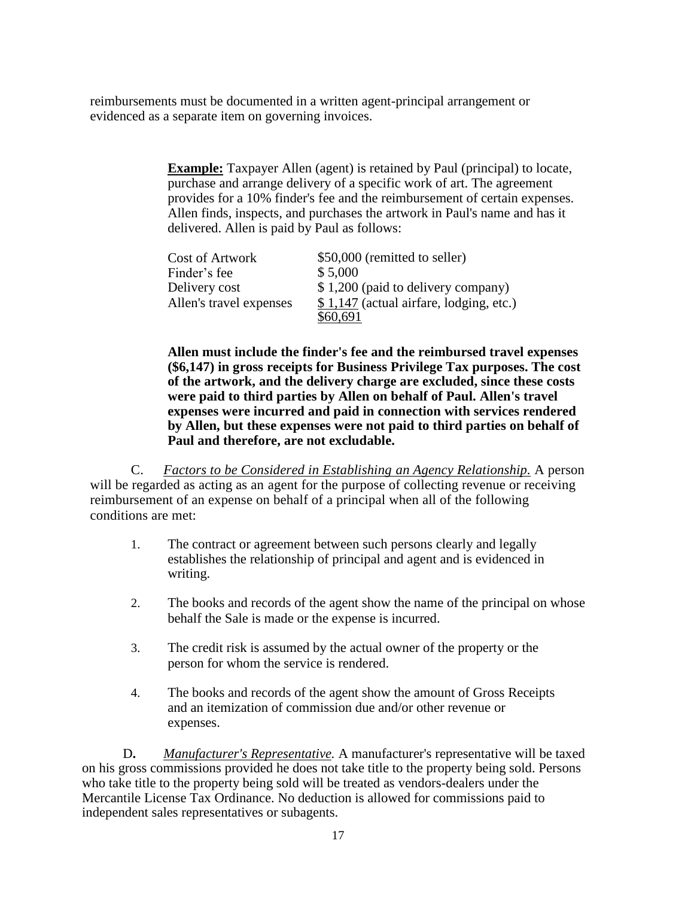reimbursements must be documented in a written agent-principal arrangement or evidenced as a separate item on governing invoices.

> **Example:** Taxpayer Allen (agent) is retained by Paul (principal) to locate, purchase and arrange delivery of a specific work of art. The agreement provides for a 10% finder's fee and the reimbursement of certain expenses. Allen finds, inspects, and purchases the artwork in Paul's name and has it delivered. Allen is paid by Paul as follows:
>
> | | |
> |---|---|
> | Cost of Artwork | \$50,000 (remitted to seller) |
> | Finder's fee | \$ 5,000 |
> | Delivery cost | \$ 1,200 (paid to delivery company) |
> | Allen's travel expenses | \$ 1,147 (actual airfare, lodging, etc.) |
> | | \$60,691 |
>
> **Allen must include the finder's fee and the reimbursed travel expenses (\$6,147) in gross receipts for Business Privilege Tax purposes. The cost of the artwork, and the delivery charge are excluded, since these costs were paid to third parties by Allen on behalf of Paul. Allen's travel expenses were incurred and paid in connection with services rendered by Allen, but these expenses were not paid to third parties on behalf of Paul and therefore, are not excludable.**

C. *Factors to be Considered in Establishing an Agency Relationship.* A person will be regarded as acting as an agent for the purpose of collecting revenue or receiving reimbursement of an expense on behalf of a principal when all of the following conditions are met:

1. The contract or agreement between such persons clearly and legally establishes the relationship of principal and agent and is evidenced in writing.

2. The books and records of the agent show the name of the principal on whose behalf the Sale is made or the expense is incurred.

3. The credit risk is assumed by the actual owner of the property or the person for whom the service is rendered.

4. The books and records of the agent show the amount of Gross Receipts and an itemization of commission due and/or other revenue or expenses.

**D.** *Manufacturer's Representative.* A manufacturer's representative will be taxed on his gross commissions provided he does not take title to the property being sold. Persons who take title to the property being sold will be treated as vendors-dealers under the Mercantile License Tax Ordinance. No deduction is allowed for commissions paid to independent sales representatives or subagents.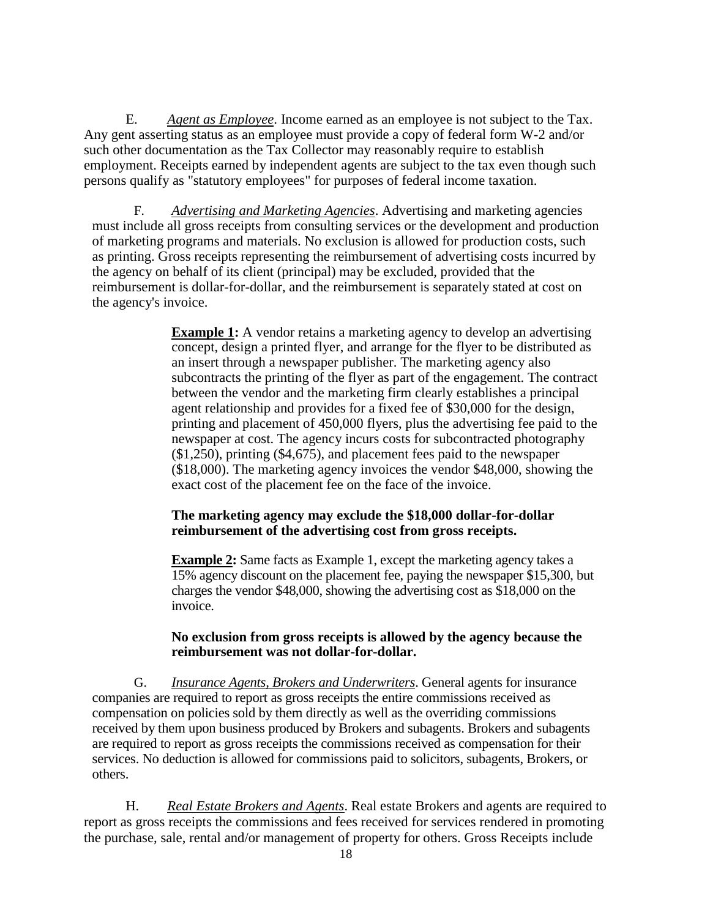E. *Agent as Employee*. Income earned as an employee is not subject to the Tax. Any gent asserting status as an employee must provide a copy of federal form W-2 and/or such other documentation as the Tax Collector may reasonably require to establish employment. Receipts earned by independent agents are subject to the tax even though such persons qualify as "statutory employees" for purposes of federal income taxation.

F. *Advertising and Marketing Agencies*. Advertising and marketing agencies must include all gross receipts from consulting services or the development and production of marketing programs and materials. No exclusion is allowed for production costs, such as printing. Gross receipts representing the reimbursement of advertising costs incurred by the agency on behalf of its client (principal) may be excluded, provided that the reimbursement is dollar-for-dollar, and the reimbursement is separately stated at cost on the agency's invoice.

> **Example 1:** A vendor retains a marketing agency to develop an advertising concept, design a printed flyer, and arrange for the flyer to be distributed as an insert through a newspaper publisher. The marketing agency also subcontracts the printing of the flyer as part of the engagement. The contract between the vendor and the marketing firm clearly establishes a principal agent relationship and provides for a fixed fee of $30,000 for the design, printing and placement of 450,000 flyers, plus the advertising fee paid to the newspaper at cost. The agency incurs costs for subcontracted photography ($1,250), printing ($4,675), and placement fees paid to the newspaper ($18,000). The marketing agency invoices the vendor $48,000, showing the exact cost of the placement fee on the face of the invoice.
>
> **The marketing agency may exclude the $18,000 dollar-for-dollar reimbursement of the advertising cost from gross receipts.**
>
> **Example 2:** Same facts as Example 1, except the marketing agency takes a 15% agency discount on the placement fee, paying the newspaper $15,300, but charges the vendor $48,000, showing the advertising cost as $18,000 on the invoice.
>
> **No exclusion from gross receipts is allowed by the agency because the reimbursement was not dollar-for-dollar.**

G. *Insurance Agents, Brokers and Underwriters*. General agents for insurance companies are required to report as gross receipts the entire commissions received as compensation on policies sold by them directly as well as the overriding commissions received by them upon business produced by Brokers and subagents. Brokers and subagents are required to report as gross receipts the commissions received as compensation for their services. No deduction is allowed for commissions paid to solicitors, subagents, Brokers, or others.

H. *Real Estate Brokers and Agents*. Real estate Brokers and agents are required to report as gross receipts the commissions and fees received for services rendered in promoting the purchase, sale, rental and/or management of property for others. Gross Receipts include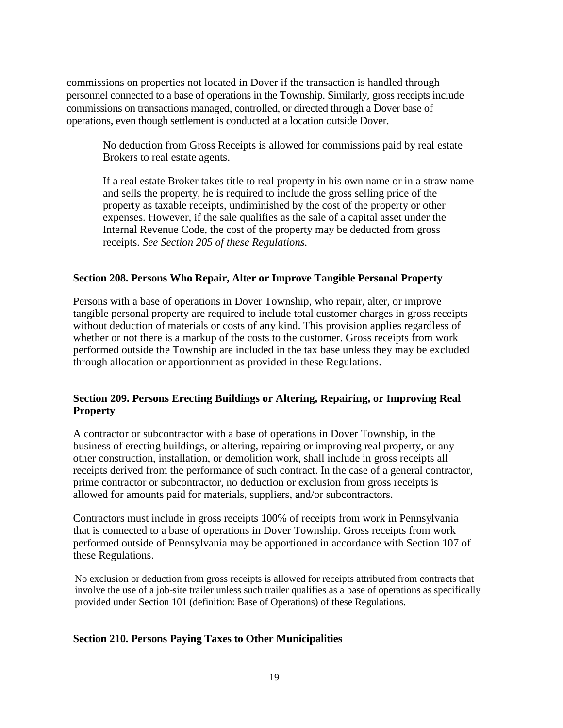commissions on properties not located in Dover if the transaction is handled through personnel connected to a base of operations in the Township. Similarly, gross receipts include commissions on transactions managed, controlled, or directed through a Dover base of operations, even though settlement is conducted at a location outside Dover.

No deduction from Gross Receipts is allowed for commissions paid by real estate Brokers to real estate agents.

If a real estate Broker takes title to real property in his own name or in a straw name and sells the property, he is required to include the gross selling price of the property as taxable receipts, undiminished by the cost of the property or other expenses. However, if the sale qualifies as the sale of a capital asset under the Internal Revenue Code, the cost of the property may be deducted from gross receipts. *See Section 205 of these Regulations.*

**Section 208. Persons Who Repair, Alter or Improve Tangible Personal Property**

Persons with a base of operations in Dover Township, who repair, alter, or improve tangible personal property are required to include total customer charges in gross receipts without deduction of materials or costs of any kind. This provision applies regardless of whether or not there is a markup of the costs to the customer. Gross receipts from work performed outside the Township are included in the tax base unless they may be excluded through allocation or apportionment as provided in these Regulations.

**Section 209. Persons Erecting Buildings or Altering, Repairing, or Improving Real Property**

A contractor or subcontractor with a base of operations in Dover Township, in the business of erecting buildings, or altering, repairing or improving real property, or any other construction, installation, or demolition work, shall include in gross receipts all receipts derived from the performance of such contract. In the case of a general contractor, prime contractor or subcontractor, no deduction or exclusion from gross receipts is allowed for amounts paid for materials, suppliers, and/or subcontractors.

Contractors must include in gross receipts 100% of receipts from work in Pennsylvania that is connected to a base of operations in Dover Township. Gross receipts from work performed outside of Pennsylvania may be apportioned in accordance with Section 107 of these Regulations.

No exclusion or deduction from gross receipts is allowed for receipts attributed from contracts that involve the use of a job-site trailer unless such trailer qualifies as a base of operations as specifically provided under Section 101 (definition: Base of Operations) of these Regulations.

**Section 210. Persons Paying Taxes to Other Municipalities**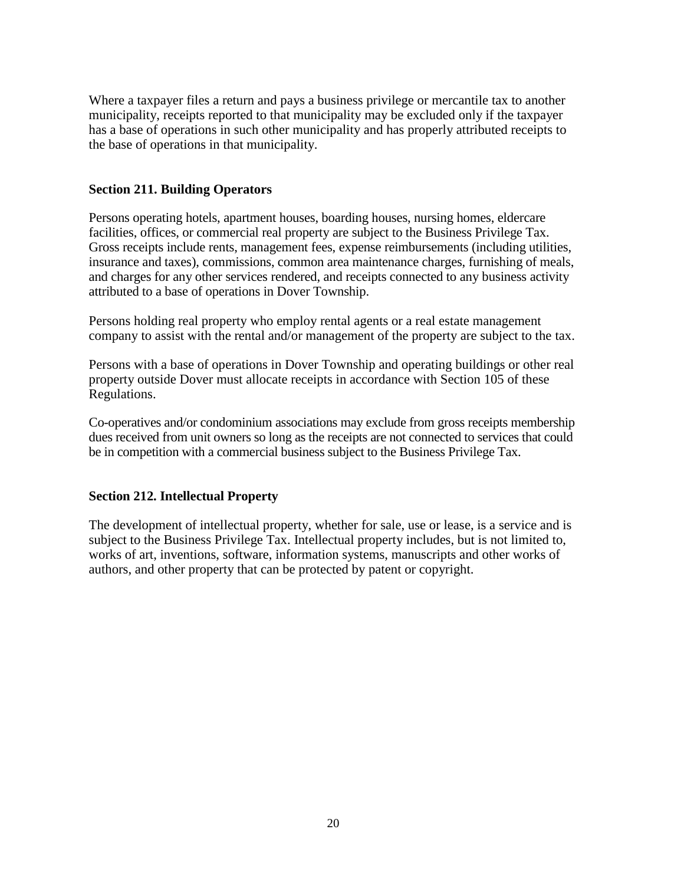Where a taxpayer files a return and pays a business privilege or mercantile tax to another municipality, receipts reported to that municipality may be excluded only if the taxpayer has a base of operations in such other municipality and has properly attributed receipts to the base of operations in that municipality.

### Section 211. Building Operators

Persons operating hotels, apartment houses, boarding houses, nursing homes, eldercare facilities, offices, or commercial real property are subject to the Business Privilege Tax. Gross receipts include rents, management fees, expense reimbursements (including utilities, insurance and taxes), commissions, common area maintenance charges, furnishing of meals, and charges for any other services rendered, and receipts connected to any business activity attributed to a base of operations in Dover Township.

Persons holding real property who employ rental agents or a real estate management company to assist with the rental and/or management of the property are subject to the tax.

Persons with a base of operations in Dover Township and operating buildings or other real property outside Dover must allocate receipts in accordance with Section 105 of these Regulations.

Co-operatives and/or condominium associations may exclude from gross receipts membership dues received from unit owners so long as the receipts are not connected to services that could be in competition with a commercial business subject to the Business Privilege Tax.

### Section 212. Intellectual Property

The development of intellectual property, whether for sale, use or lease, is a service and is subject to the Business Privilege Tax. Intellectual property includes, but is not limited to, works of art, inventions, software, information systems, manuscripts and other works of authors, and other property that can be protected by patent or copyright.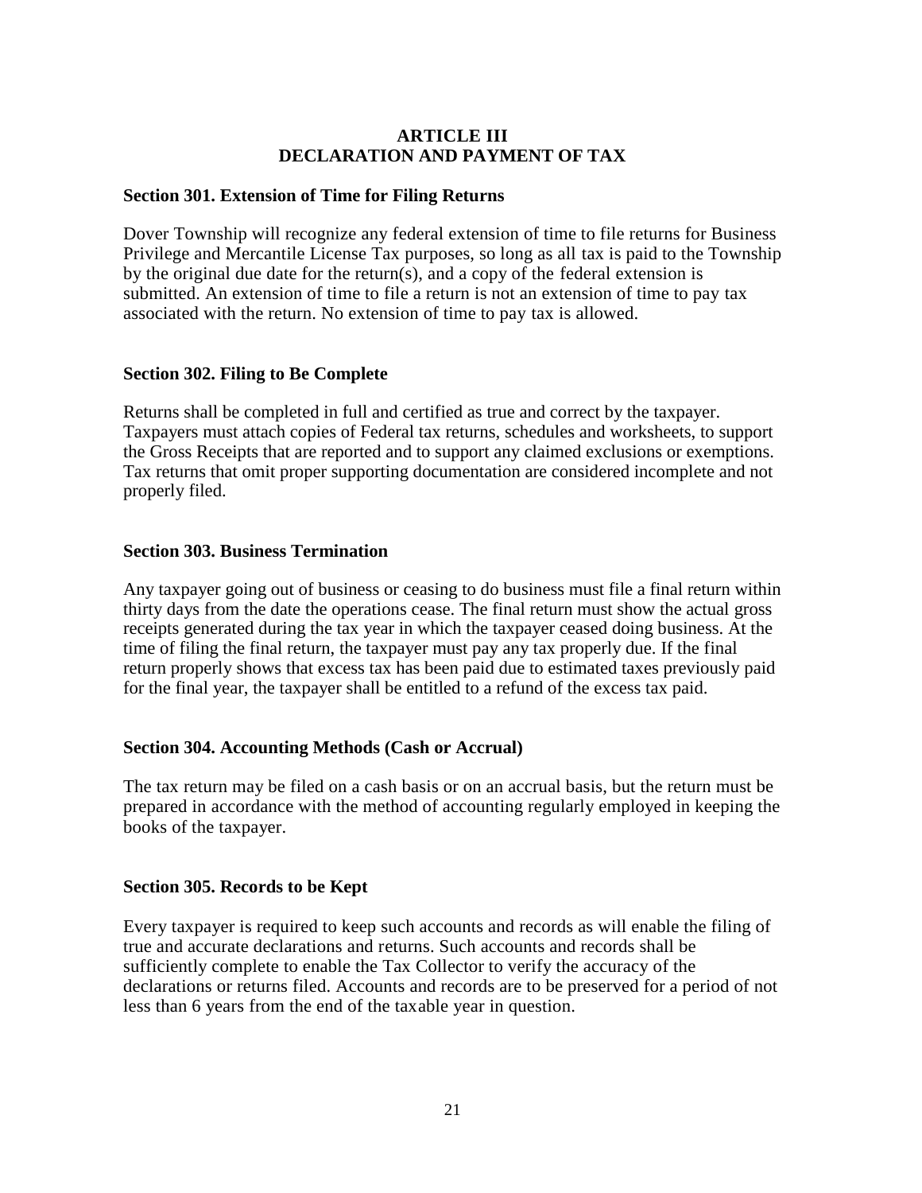# ARTICLE III
# DECLARATION AND PAYMENT OF TAX

## Section 301. Extension of Time for Filing Returns

Dover Township will recognize any federal extension of time to file returns for Business Privilege and Mercantile License Tax purposes, so long as all tax is paid to the Township by the original due date for the return(s), and a copy of the federal extension is submitted. An extension of time to file a return is not an extension of time to pay tax associated with the return. No extension of time to pay tax is allowed.

## Section 302. Filing to Be Complete

Returns shall be completed in full and certified as true and correct by the taxpayer. Taxpayers must attach copies of Federal tax returns, schedules and worksheets, to support the Gross Receipts that are reported and to support any claimed exclusions or exemptions. Tax returns that omit proper supporting documentation are considered incomplete and not properly filed.

## Section 303. Business Termination

Any taxpayer going out of business or ceasing to do business must file a final return within thirty days from the date the operations cease. The final return must show the actual gross receipts generated during the tax year in which the taxpayer ceased doing business. At the time of filing the final return, the taxpayer must pay any tax properly due. If the final return properly shows that excess tax has been paid due to estimated taxes previously paid for the final year, the taxpayer shall be entitled to a refund of the excess tax paid.

## Section 304. Accounting Methods (Cash or Accrual)

The tax return may be filed on a cash basis or on an accrual basis, but the return must be prepared in accordance with the method of accounting regularly employed in keeping the books of the taxpayer.

## Section 305. Records to be Kept

Every taxpayer is required to keep such accounts and records as will enable the filing of true and accurate declarations and returns. Such accounts and records shall be sufficiently complete to enable the Tax Collector to verify the accuracy of the declarations or returns filed. Accounts and records are to be preserved for a period of not less than 6 years from the end of the taxable year in question.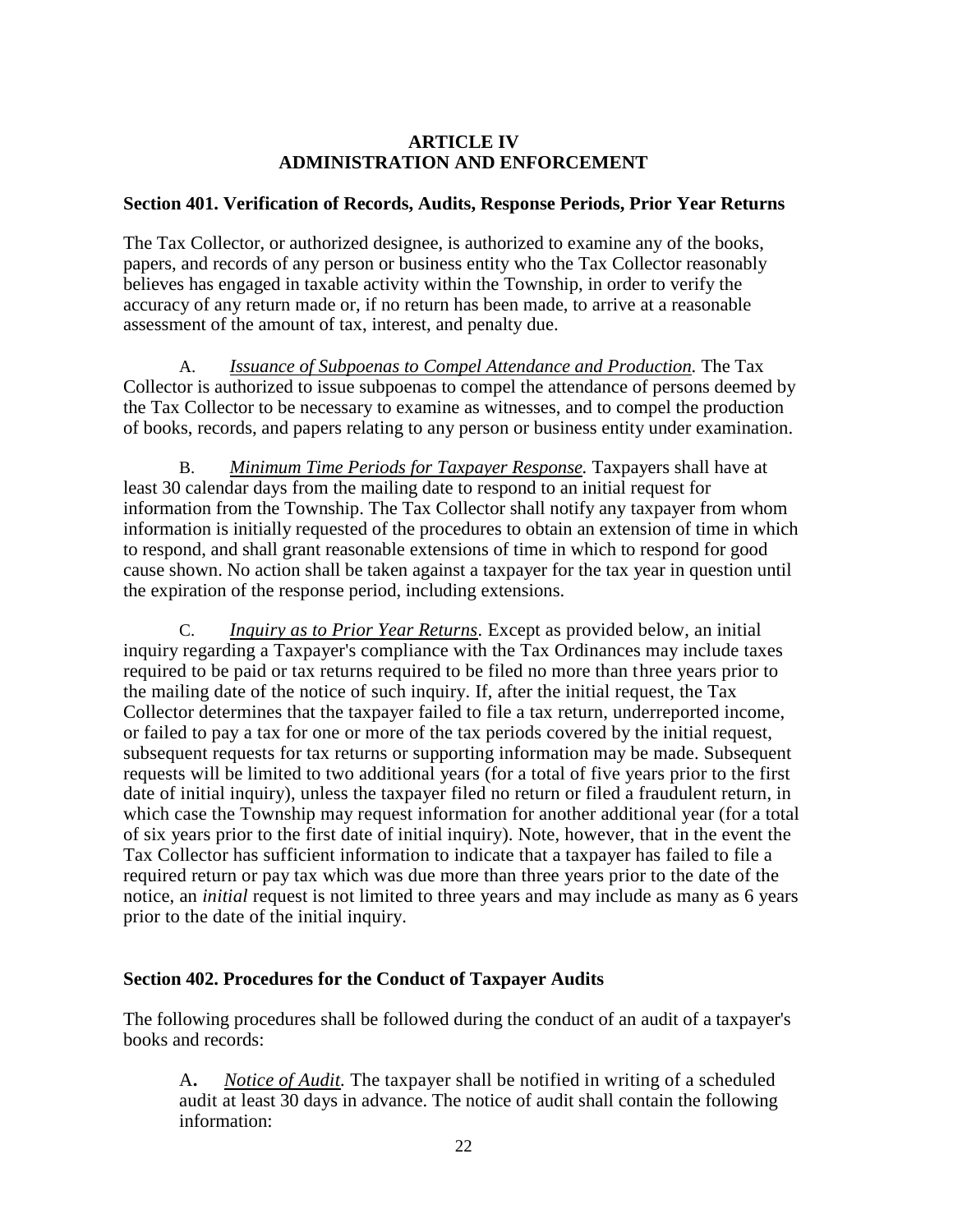# ARTICLE IV
# ADMINISTRATION AND ENFORCEMENT

## Section 401. Verification of Records, Audits, Response Periods, Prior Year Returns

The Tax Collector, or authorized designee, is authorized to examine any of the books, papers, and records of any person or business entity who the Tax Collector reasonably believes has engaged in taxable activity within the Township, in order to verify the accuracy of any return made or, if no return has been made, to arrive at a reasonable assessment of the amount of tax, interest, and penalty due.

A. *Issuance of Subpoenas to Compel Attendance and Production.* The Tax Collector is authorized to issue subpoenas to compel the attendance of persons deemed by the Tax Collector to be necessary to examine as witnesses, and to compel the production of books, records, and papers relating to any person or business entity under examination.

B. *Minimum Time Periods for Taxpayer Response.* Taxpayers shall have at least 30 calendar days from the mailing date to respond to an initial request for information from the Township. The Tax Collector shall notify any taxpayer from whom information is initially requested of the procedures to obtain an extension of time in which to respond, and shall grant reasonable extensions of time in which to respond for good cause shown. No action shall be taken against a taxpayer for the tax year in question until the expiration of the response period, including extensions.

C. *Inquiry as to Prior Year Returns*. Except as provided below, an initial inquiry regarding a Taxpayer's compliance with the Tax Ordinances may include taxes required to be paid or tax returns required to be filed no more than three years prior to the mailing date of the notice of such inquiry. If, after the initial request, the Tax Collector determines that the taxpayer failed to file a tax return, underreported income, or failed to pay a tax for one or more of the tax periods covered by the initial request, subsequent requests for tax returns or supporting information may be made. Subsequent requests will be limited to two additional years (for a total of five years prior to the first date of initial inquiry), unless the taxpayer filed no return or filed a fraudulent return, in which case the Township may request information for another additional year (for a total of six years prior to the first date of initial inquiry). Note, however, that in the event the Tax Collector has sufficient information to indicate that a taxpayer has failed to file a required return or pay tax which was due more than three years prior to the date of the notice, an *initial* request is not limited to three years and may include as many as 6 years prior to the date of the initial inquiry.

## Section 402. Procedures for the Conduct of Taxpayer Audits

The following procedures shall be followed during the conduct of an audit of a taxpayer's books and records:

A**.** *Notice of Audit.* The taxpayer shall be notified in writing of a scheduled audit at least 30 days in advance. The notice of audit shall contain the following information: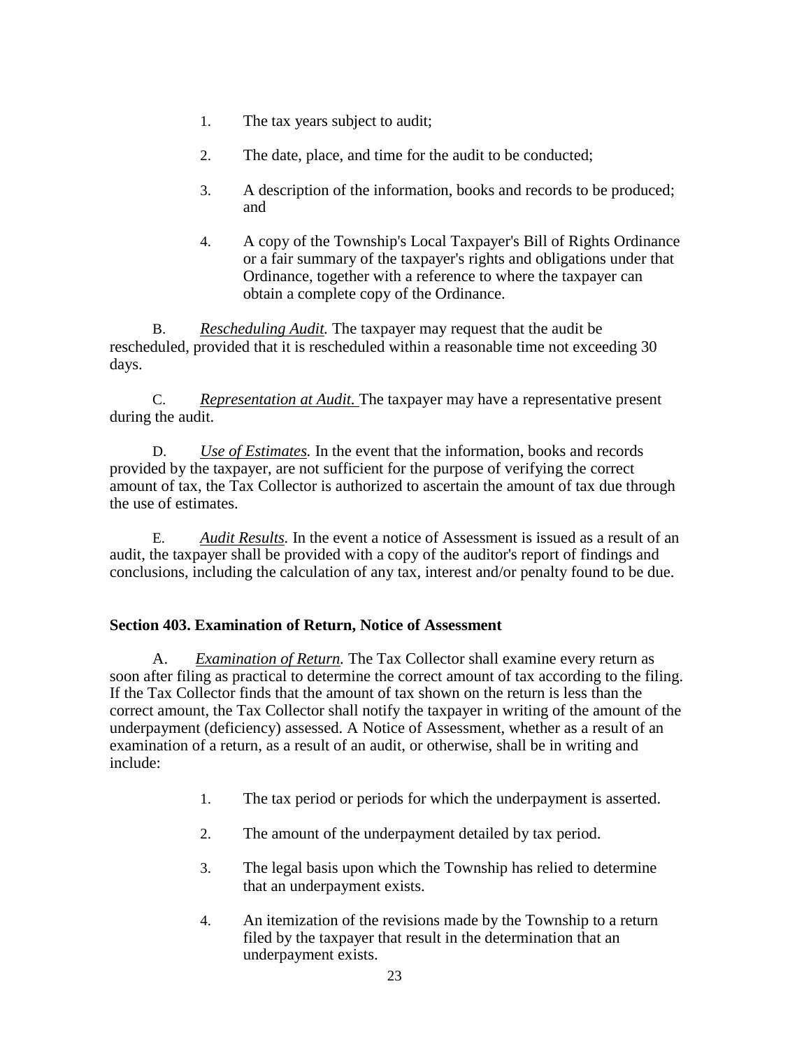1. The tax years subject to audit;

2. The date, place, and time for the audit to be conducted;

3. A description of the information, books and records to be produced; and

4. A copy of the Township's Local Taxpayer's Bill of Rights Ordinance or a fair summary of the taxpayer's rights and obligations under that Ordinance, together with a reference to where the taxpayer can obtain a complete copy of the Ordinance.

B. *Rescheduling Audit.* The taxpayer may request that the audit be rescheduled, provided that it is rescheduled within a reasonable time not exceeding 30 days.

C. *Representation at Audit.* The taxpayer may have a representative present during the audit.

D. *Use of Estimates.* In the event that the information, books and records provided by the taxpayer, are not sufficient for the purpose of verifying the correct amount of tax, the Tax Collector is authorized to ascertain the amount of tax due through the use of estimates.

E. *Audit Results.* In the event a notice of Assessment is issued as a result of an audit, the taxpayer shall be provided with a copy of the auditor's report of findings and conclusions, including the calculation of any tax, interest and/or penalty found to be due.

**Section 403. Examination of Return, Notice of Assessment**

A. *Examination of Return.* The Tax Collector shall examine every return as soon after filing as practical to determine the correct amount of tax according to the filing. If the Tax Collector finds that the amount of tax shown on the return is less than the correct amount, the Tax Collector shall notify the taxpayer in writing of the amount of the underpayment (deficiency) assessed. A Notice of Assessment, whether as a result of an examination of a return, as a result of an audit, or otherwise, shall be in writing and include:

1. The tax period or periods for which the underpayment is asserted.

2. The amount of the underpayment detailed by tax period.

3. The legal basis upon which the Township has relied to determine that an underpayment exists.

4. An itemization of the revisions made by the Township to a return filed by the taxpayer that result in the determination that an underpayment exists.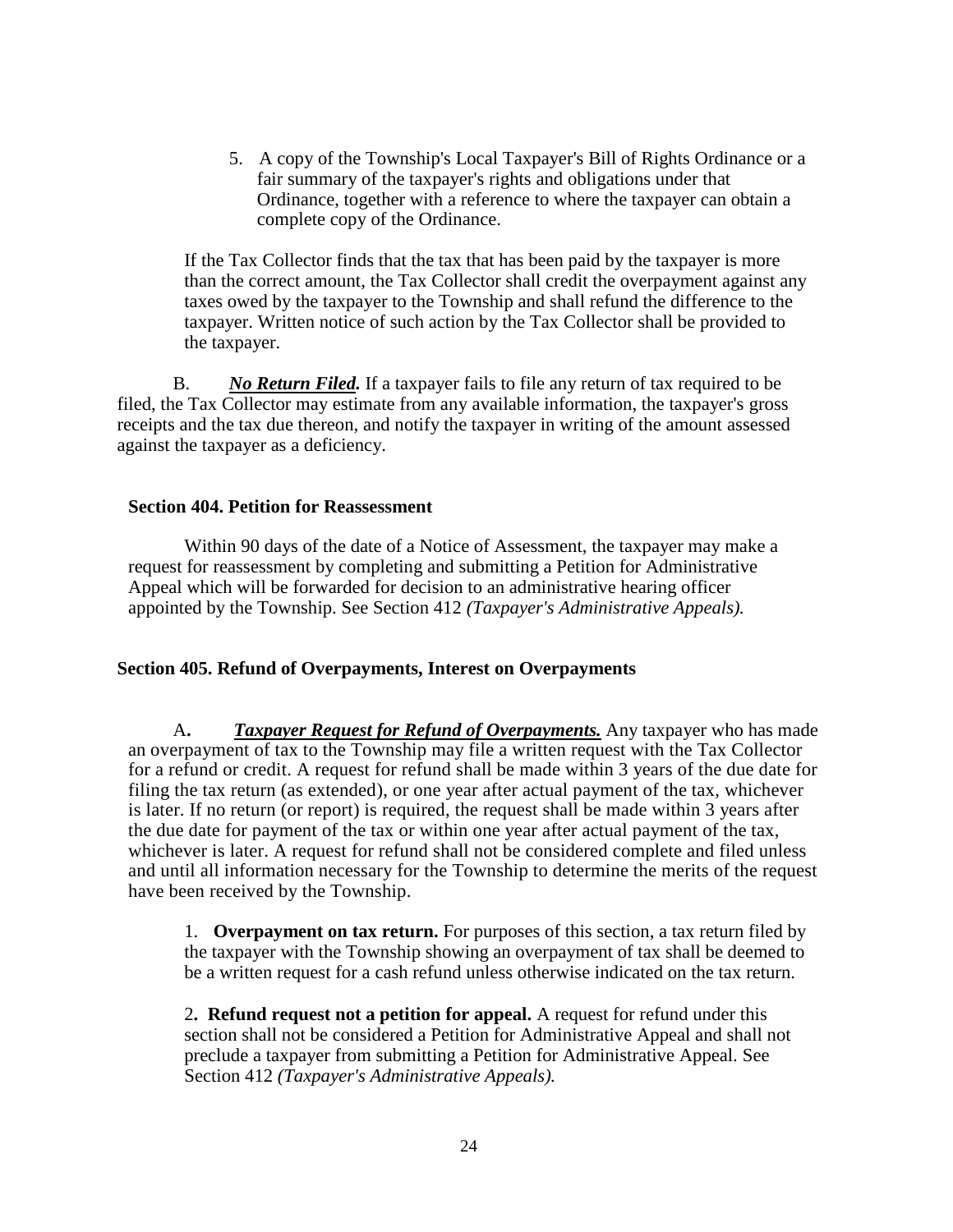5. A copy of the Township's Local Taxpayer's Bill of Rights Ordinance or a fair summary of the taxpayer's rights and obligations under that Ordinance, together with a reference to where the taxpayer can obtain a complete copy of the Ordinance.

If the Tax Collector finds that the tax that has been paid by the taxpayer is more than the correct amount, the Tax Collector shall credit the overpayment against any taxes owed by the taxpayer to the Township and shall refund the difference to the taxpayer. Written notice of such action by the Tax Collector shall be provided to the taxpayer.

B. ***No Return Filed.*** If a taxpayer fails to file any return of tax required to be filed, the Tax Collector may estimate from any available information, the taxpayer's gross receipts and the tax due thereon, and notify the taxpayer in writing of the amount assessed against the taxpayer as a deficiency.

**Section 404. Petition for Reassessment**

Within 90 days of the date of a Notice of Assessment, the taxpayer may make a request for reassessment by completing and submitting a Petition for Administrative Appeal which will be forwarded for decision to an administrative hearing officer appointed by the Township. See Section 412 *(Taxpayer's Administrative Appeals).*

**Section 405. Refund of Overpayments, Interest on Overpayments**

A**.** ***Taxpayer Request for Refund of Overpayments.*** Any taxpayer who has made an overpayment of tax to the Township may file a written request with the Tax Collector for a refund or credit. A request for refund shall be made within 3 years of the due date for filing the tax return (as extended), or one year after actual payment of the tax, whichever is later. If no return (or report) is required, the request shall be made within 3 years after the due date for payment of the tax or within one year after actual payment of the tax, whichever is later. A request for refund shall not be considered complete and filed unless and until all information necessary for the Township to determine the merits of the request have been received by the Township.

1. **Overpayment on tax return.** For purposes of this section, a tax return filed by the taxpayer with the Township showing an overpayment of tax shall be deemed to be a written request for a cash refund unless otherwise indicated on the tax return.

2**. Refund request not a petition for appeal.** A request for refund under this section shall not be considered a Petition for Administrative Appeal and shall not preclude a taxpayer from submitting a Petition for Administrative Appeal. See Section 412 *(Taxpayer's Administrative Appeals).*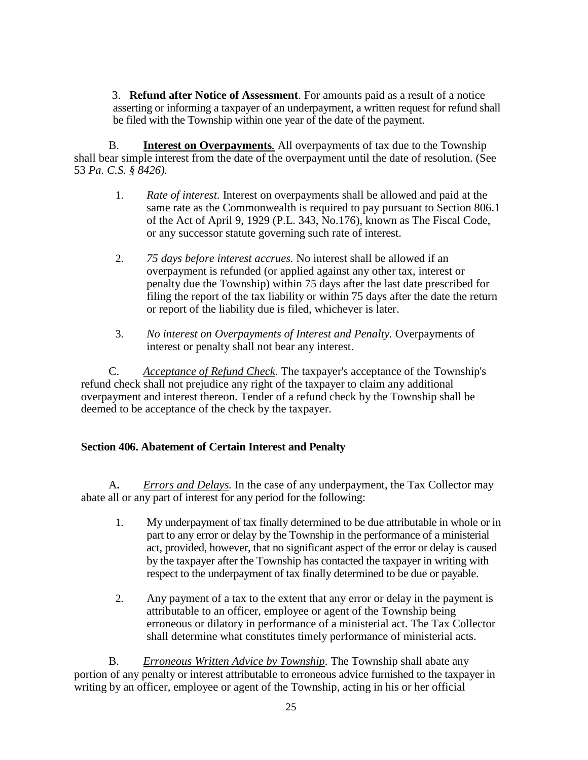3. **Refund after Notice of Assessment**. For amounts paid as a result of a notice asserting or informing a taxpayer of an underpayment, a written request for refund shall be filed with the Township within one year of the date of the payment.

B. **Interest on Overpayments**. All overpayments of tax due to the Township shall bear simple interest from the date of the overpayment until the date of resolution. (See 53 *Pa. C.S. § 8426).*

1. *Rate of interest.* Interest on overpayments shall be allowed and paid at the same rate as the Commonwealth is required to pay pursuant to Section 806.1 of the Act of April 9, 1929 (P.L. 343, No.176), known as The Fiscal Code, or any successor statute governing such rate of interest.

2. *75 days before interest accrues.* No interest shall be allowed if an overpayment is refunded (or applied against any other tax, interest or penalty due the Township) within 75 days after the last date prescribed for filing the report of the tax liability or within 75 days after the date the return or report of the liability due is filed, whichever is later.

3. *No interest on Overpayments of Interest and Penalty.* Overpayments of interest or penalty shall not bear any interest.

C. *Acceptance of Refund Check.* The taxpayer's acceptance of the Township's refund check shall not prejudice any right of the taxpayer to claim any additional overpayment and interest thereon. Tender of a refund check by the Township shall be deemed to be acceptance of the check by the taxpayer.

**Section 406. Abatement of Certain Interest and Penalty**

**A.** *Errors and Delays.* In the case of any underpayment, the Tax Collector may abate all or any part of interest for any period for the following:

1. My underpayment of tax finally determined to be due attributable in whole or in part to any error or delay by the Township in the performance of a ministerial act, provided, however, that no significant aspect of the error or delay is caused by the taxpayer after the Township has contacted the taxpayer in writing with respect to the underpayment of tax finally determined to be due or payable.

2. Any payment of a tax to the extent that any error or delay in the payment is attributable to an officer, employee or agent of the Township being erroneous or dilatory in performance of a ministerial act. The Tax Collector shall determine what constitutes timely performance of ministerial acts.

B. *Erroneous Written Advice by Township.* The Township shall abate any portion of any penalty or interest attributable to erroneous advice furnished to the taxpayer in writing by an officer, employee or agent of the Township, acting in his or her official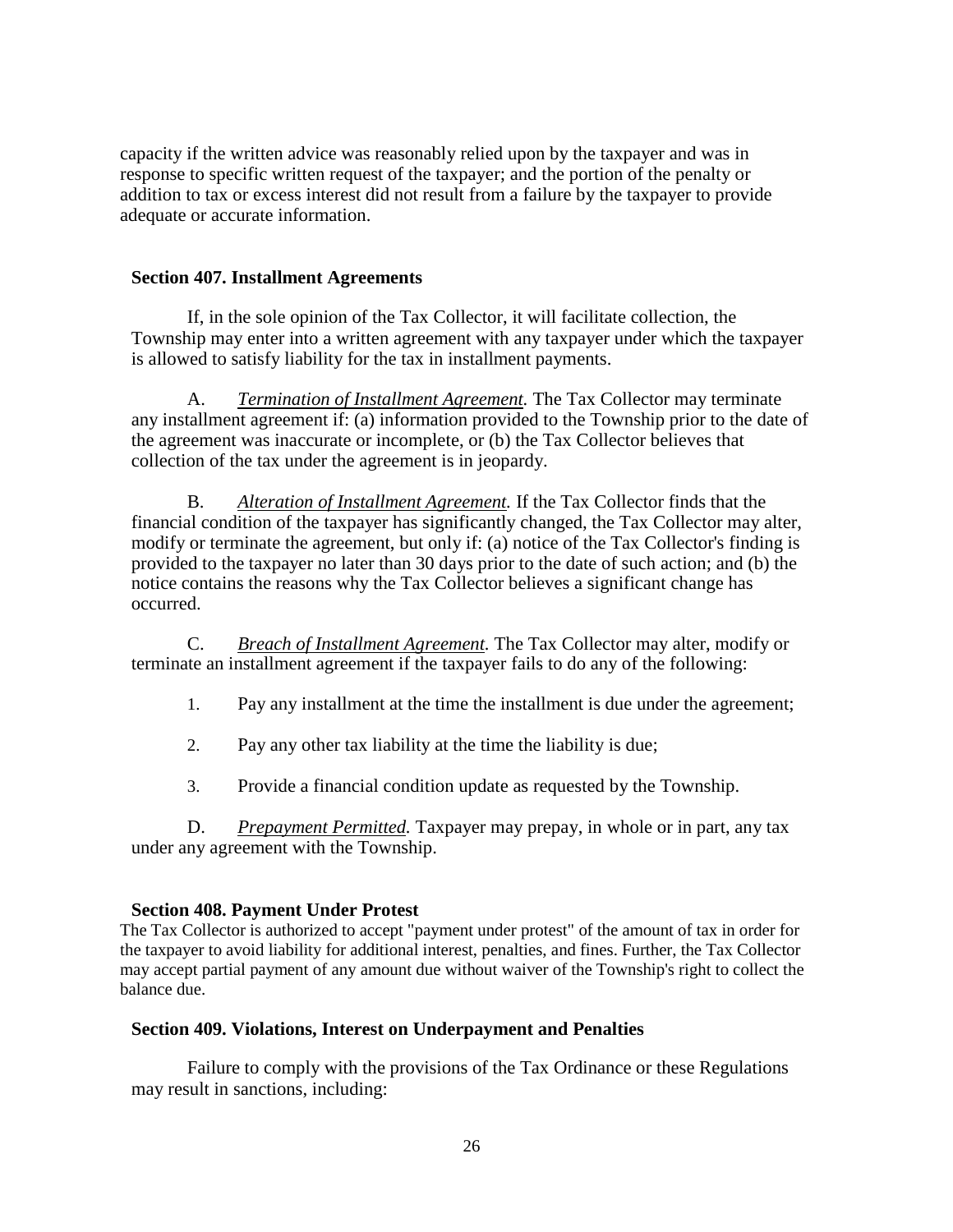capacity if the written advice was reasonably relied upon by the taxpayer and was in response to specific written request of the taxpayer; and the portion of the penalty or addition to tax or excess interest did not result from a failure by the taxpayer to provide adequate or accurate information.

### Section 407. Installment Agreements

If, in the sole opinion of the Tax Collector, it will facilitate collection, the Township may enter into a written agreement with any taxpayer under which the taxpayer is allowed to satisfy liability for the tax in installment payments.

A. *Termination of Installment Agreement.* The Tax Collector may terminate any installment agreement if: (a) information provided to the Township prior to the date of the agreement was inaccurate or incomplete, or (b) the Tax Collector believes that collection of the tax under the agreement is in jeopardy.

B. *Alteration of Installment Agreement.* If the Tax Collector finds that the financial condition of the taxpayer has significantly changed, the Tax Collector may alter, modify or terminate the agreement, but only if: (a) notice of the Tax Collector's finding is provided to the taxpayer no later than 30 days prior to the date of such action; and (b) the notice contains the reasons why the Tax Collector believes a significant change has occurred.

C. *Breach of Installment Agreement.* The Tax Collector may alter, modify or terminate an installment agreement if the taxpayer fails to do any of the following:

1. Pay any installment at the time the installment is due under the agreement;

2. Pay any other tax liability at the time the liability is due;

3. Provide a financial condition update as requested by the Township.

D. *Prepayment Permitted.* Taxpayer may prepay, in whole or in part, any tax under any agreement with the Township.

### Section 408. Payment Under Protest

The Tax Collector is authorized to accept "payment under protest" of the amount of tax in order for the taxpayer to avoid liability for additional interest, penalties, and fines. Further, the Tax Collector may accept partial payment of any amount due without waiver of the Township's right to collect the balance due.

### Section 409. Violations, Interest on Underpayment and Penalties

Failure to comply with the provisions of the Tax Ordinance or these Regulations may result in sanctions, including: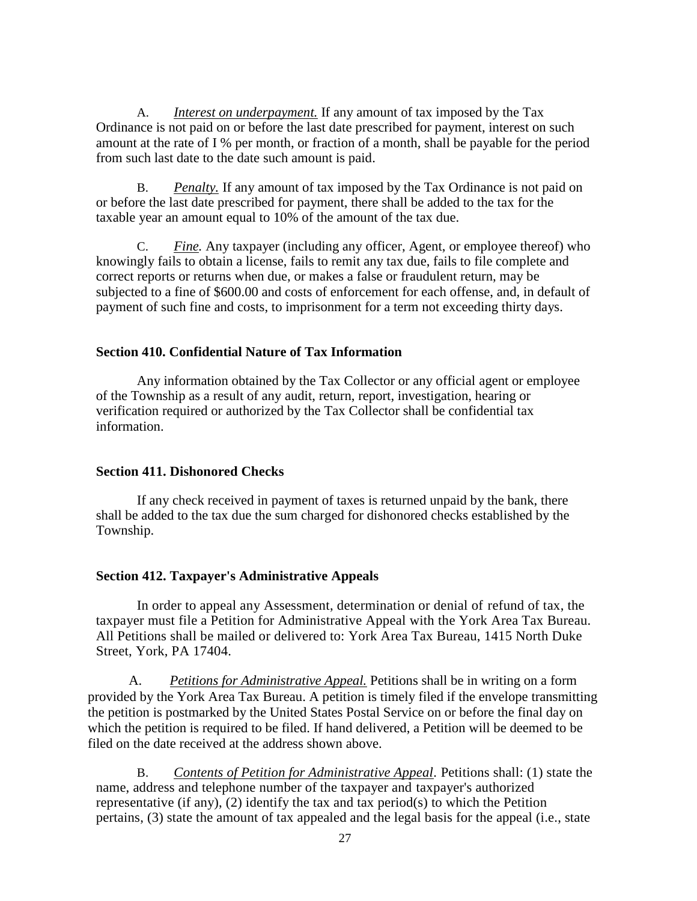A. *Interest on underpayment.* If any amount of tax imposed by the Tax Ordinance is not paid on or before the last date prescribed for payment, interest on such amount at the rate of I % per month, or fraction of a month, shall be payable for the period from such last date to the date such amount is paid.

B. *Penalty.* If any amount of tax imposed by the Tax Ordinance is not paid on or before the last date prescribed for payment, there shall be added to the tax for the taxable year an amount equal to 10% of the amount of the tax due.

C. *Fine.* Any taxpayer (including any officer, Agent, or employee thereof) who knowingly fails to obtain a license, fails to remit any tax due, fails to file complete and correct reports or returns when due, or makes a false or fraudulent return, may be subjected to a fine of $600.00 and costs of enforcement for each offense, and, in default of payment of such fine and costs, to imprisonment for a term not exceeding thirty days.

### Section 410. Confidential Nature of Tax Information

Any information obtained by the Tax Collector or any official agent or employee of the Township as a result of any audit, return, report, investigation, hearing or verification required or authorized by the Tax Collector shall be confidential tax information.

### Section 411. Dishonored Checks

If any check received in payment of taxes is returned unpaid by the bank, there shall be added to the tax due the sum charged for dishonored checks established by the Township.

### Section 412. Taxpayer's Administrative Appeals

In order to appeal any Assessment, determination or denial of refund of tax, the taxpayer must file a Petition for Administrative Appeal with the York Area Tax Bureau. All Petitions shall be mailed or delivered to: York Area Tax Bureau, 1415 North Duke Street, York, PA 17404.

A. *Petitions for Administrative Appeal.* Petitions shall be in writing on a form provided by the York Area Tax Bureau. A petition is timely filed if the envelope transmitting the petition is postmarked by the United States Postal Service on or before the final day on which the petition is required to be filed. If hand delivered, a Petition will be deemed to be filed on the date received at the address shown above.

B. *Contents of Petition for Administrative Appeal.* Petitions shall: (1) state the name, address and telephone number of the taxpayer and taxpayer's authorized representative (if any), (2) identify the tax and tax period(s) to which the Petition pertains, (3) state the amount of tax appealed and the legal basis for the appeal (i.e., state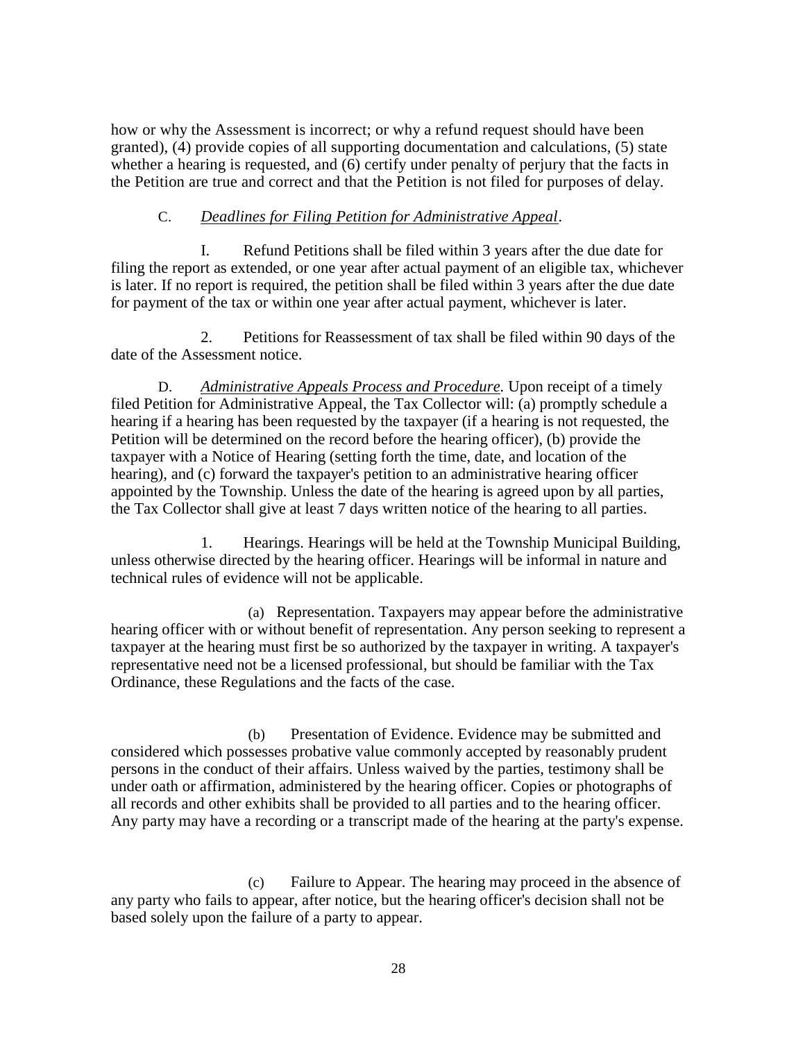how or why the Assessment is incorrect; or why a refund request should have been granted), (4) provide copies of all supporting documentation and calculations, (5) state whether a hearing is requested, and (6) certify under penalty of perjury that the facts in the Petition are true and correct and that the Petition is not filed for purposes of delay.

C. *Deadlines for Filing Petition for Administrative Appeal*.

I. Refund Petitions shall be filed within 3 years after the due date for filing the report as extended, or one year after actual payment of an eligible tax, whichever is later. If no report is required, the petition shall be filed within 3 years after the due date for payment of the tax or within one year after actual payment, whichever is later.

2. Petitions for Reassessment of tax shall be filed within 90 days of the date of the Assessment notice.

D. *Administrative Appeals Process and Procedure.* Upon receipt of a timely filed Petition for Administrative Appeal, the Tax Collector will: (a) promptly schedule a hearing if a hearing has been requested by the taxpayer (if a hearing is not requested, the Petition will be determined on the record before the hearing officer), (b) provide the taxpayer with a Notice of Hearing (setting forth the time, date, and location of the hearing), and (c) forward the taxpayer's petition to an administrative hearing officer appointed by the Township. Unless the date of the hearing is agreed upon by all parties, the Tax Collector shall give at least 7 days written notice of the hearing to all parties.

1. Hearings. Hearings will be held at the Township Municipal Building, unless otherwise directed by the hearing officer. Hearings will be informal in nature and technical rules of evidence will not be applicable.

(a) Representation. Taxpayers may appear before the administrative hearing officer with or without benefit of representation. Any person seeking to represent a taxpayer at the hearing must first be so authorized by the taxpayer in writing. A taxpayer's representative need not be a licensed professional, but should be familiar with the Tax Ordinance, these Regulations and the facts of the case.

(b) Presentation of Evidence. Evidence may be submitted and considered which possesses probative value commonly accepted by reasonably prudent persons in the conduct of their affairs. Unless waived by the parties, testimony shall be under oath or affirmation, administered by the hearing officer. Copies or photographs of all records and other exhibits shall be provided to all parties and to the hearing officer. Any party may have a recording or a transcript made of the hearing at the party's expense.

(c) Failure to Appear. The hearing may proceed in the absence of any party who fails to appear, after notice, but the hearing officer's decision shall not be based solely upon the failure of a party to appear.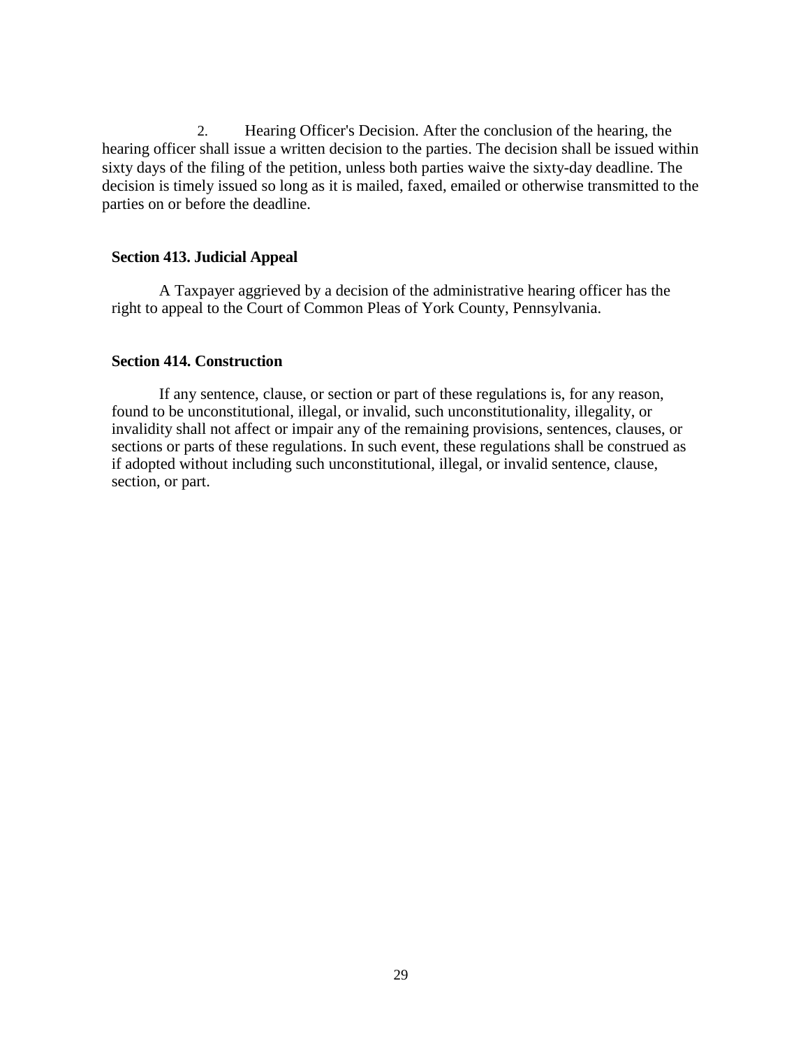2. Hearing Officer's Decision. After the conclusion of the hearing, the hearing officer shall issue a written decision to the parties. The decision shall be issued within sixty days of the filing of the petition, unless both parties waive the sixty-day deadline. The decision is timely issued so long as it is mailed, faxed, emailed or otherwise transmitted to the parties on or before the deadline.

**Section 413. Judicial Appeal**

A Taxpayer aggrieved by a decision of the administrative hearing officer has the right to appeal to the Court of Common Pleas of York County, Pennsylvania.

**Section 414. Construction**

If any sentence, clause, or section or part of these regulations is, for any reason, found to be unconstitutional, illegal, or invalid, such unconstitutionality, illegality, or invalidity shall not affect or impair any of the remaining provisions, sentences, clauses, or sections or parts of these regulations. In such event, these regulations shall be construed as if adopted without including such unconstitutional, illegal, or invalid sentence, clause, section, or part.